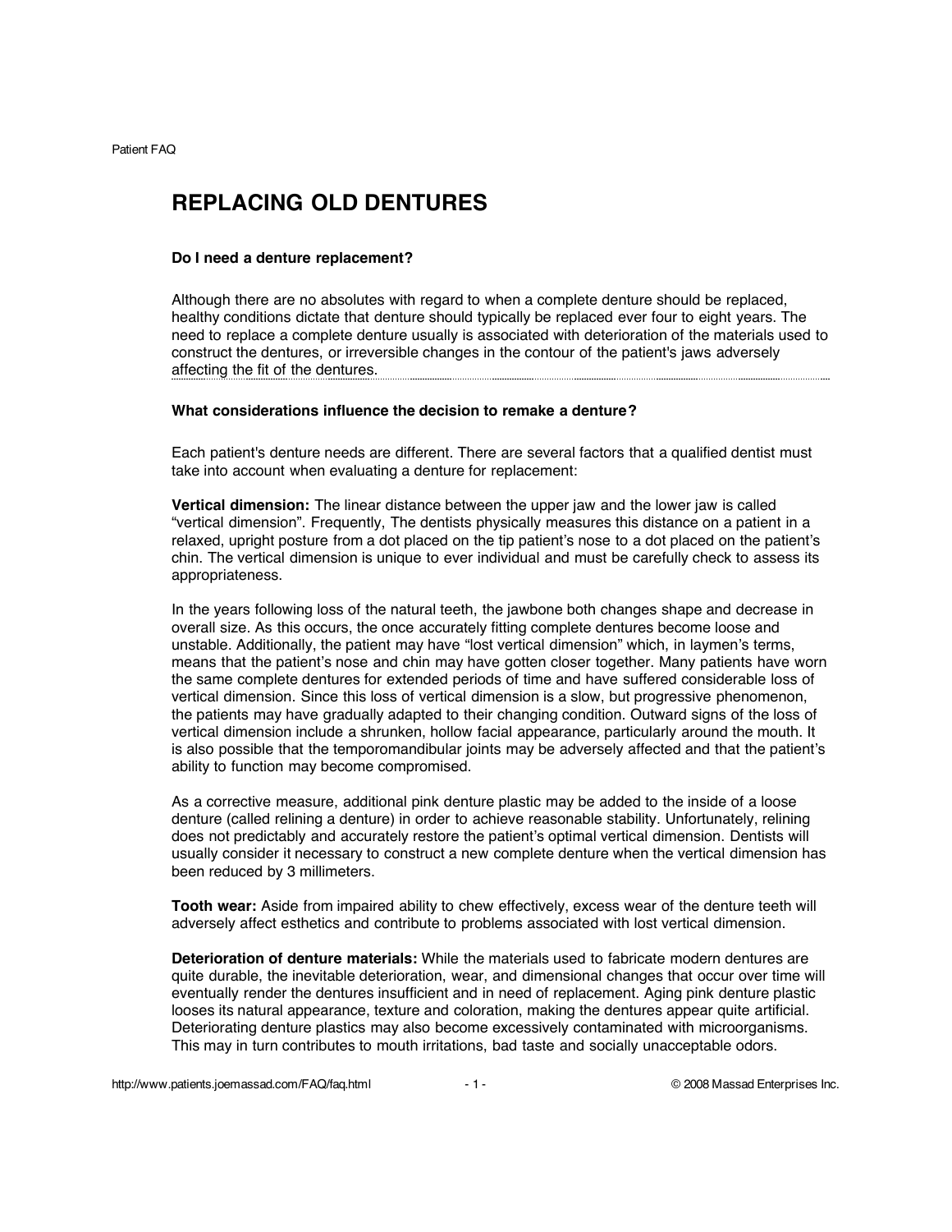# REPLACING OLD DENTURES

### Do I need a denture replacement?

Although there are no absolutes with regard to when a complete denture should be replaced, healthy conditions dictate that denture should typically be replaced ever four to eight years. The need to replace a complete denture usually is associated with deterioration of the materials used to construct the dentures, or irreversible changes in the contour of the patient's jaws adversely affecting the fit of the dentures.

---

### What considerations influence the decision to remake a denture?

Each patient's denture needs are different. There are several factors that a qualified dentist must take into account when evaluating a denture for replacement:

**Vertical dimension:** The linear distance between the upper jaw and the lower jaw is called "vertical dimension". Frequently, The dentists physically measures this distance on a patient in a relaxed, upright posture from a dot placed on the tip patient's nose to a dot placed on the patient's chin. The vertical dimension is unique to ever individual and must be carefully check to assess its appropriateness.

In the years following loss of the natural teeth, the jawbone both changes shape and decrease in overall size. As this occurs, the once accurately fitting complete dentures become loose and unstable. Additionally, the patient may have "lost vertical dimension" which, in laymen's terms, means that the patient's nose and chin may have gotten closer together. Many patients have worn the same complete dentures for extended periods of time and have suffered considerable loss of vertical dimension. Since this loss of vertical dimension is a slow, but progressive phenomenon, the patients may have gradually adapted to their changing condition. Outward signs of the loss of vertical dimension include a shrunken, hollow facial appearance, particularly around the mouth. It is also possible that the temporomandibular joints may be adversely affected and that the patient's ability to function may become compromised.

As a corrective measure, additional pink denture plastic may be added to the inside of a loose denture (called relining a denture) in order to achieve reasonable stability. Unfortunately, relining does not predictably and accurately restore the patient's optimal vertical dimension. Dentists will usually consider it necessary to construct a new complete denture when the vertical dimension has been reduced by 3 millimeters.

**Tooth wear:** Aside from impaired ability to chew effectively, excess wear of the denture teeth will adversely affect esthetics and contribute to problems associated with lost vertical dimension.

**Deterioration of denture materials:** While the materials used to fabricate modern dentures are quite durable, the inevitable deterioration, wear, and dimensional changes that occur over time will eventually render the dentures insufficient and in need of replacement. Aging pink denture plastic looses its natural appearance, texture and coloration, making the dentures appear quite artificial. Deteriorating denture plastics may also become excessively contaminated with microorganisms. This may in turn contributes to mouth irritations, bad taste and socially unacceptable odors.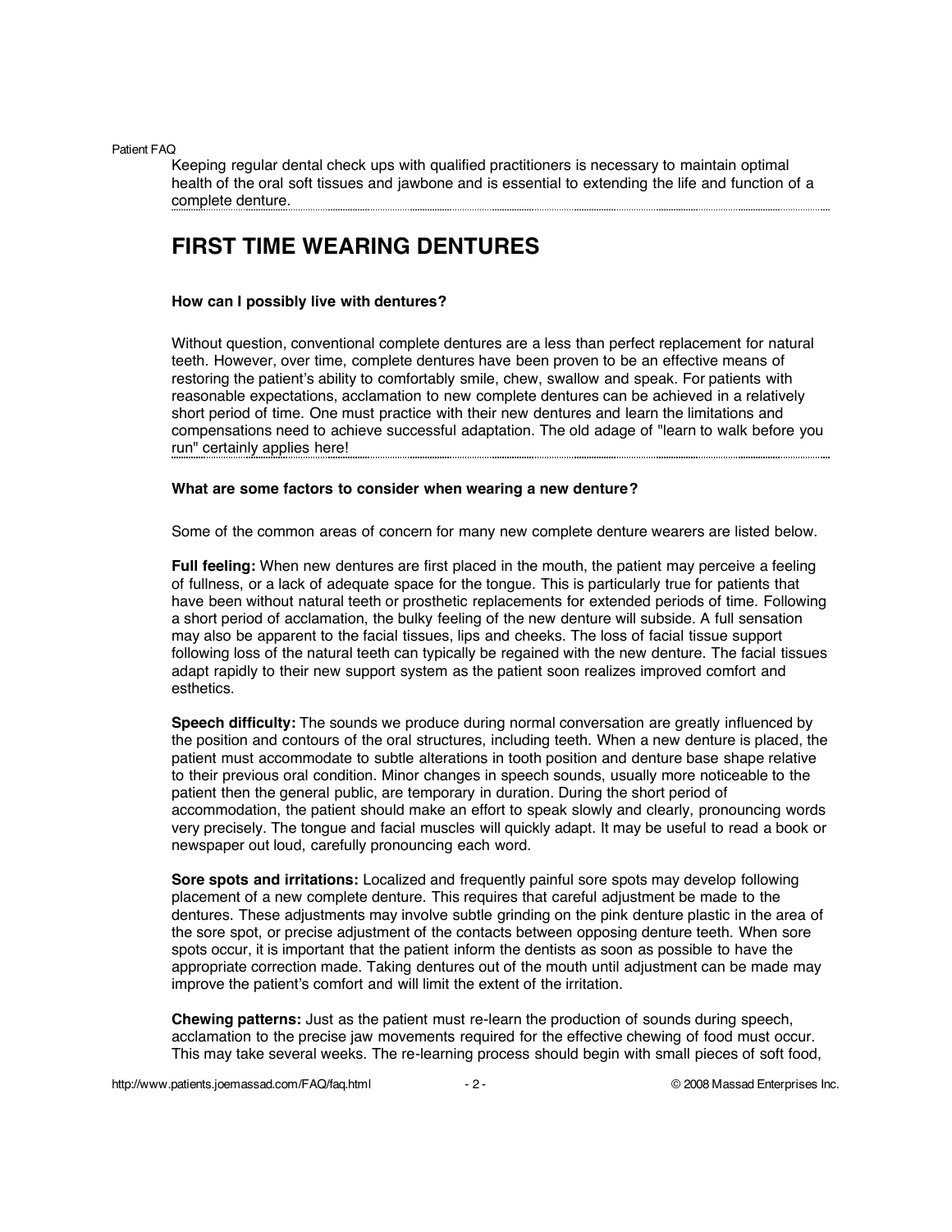Keeping regular dental check ups with qualified practitioners is necessary to maintain optimal health of the oral soft tissues and jawbone and is essential to extending the life and function of a complete denture.

## FIRST TIME WEARING DENTURES

**How can I possibly live with dentures?**

Without question, conventional complete dentures are a less than perfect replacement for natural teeth. However, over time, complete dentures have been proven to be an effective means of restoring the patient's ability to comfortably smile, chew, swallow and speak. For patients with reasonable expectations, acclamation to new complete dentures can be achieved in a relatively short period of time. One must practice with their new dentures and learn the limitations and compensations need to achieve successful adaptation. The old adage of "learn to walk before you run" certainly applies here!

**What are some factors to consider when wearing a new denture?**

Some of the common areas of concern for many new complete denture wearers are listed below.

**Full feeling:** When new dentures are first placed in the mouth, the patient may perceive a feeling of fullness, or a lack of adequate space for the tongue. This is particularly true for patients that have been without natural teeth or prosthetic replacements for extended periods of time. Following a short period of acclamation, the bulky feeling of the new denture will subside. A full sensation may also be apparent to the facial tissues, lips and cheeks. The loss of facial tissue support following loss of the natural teeth can typically be regained with the new denture. The facial tissues adapt rapidly to their new support system as the patient soon realizes improved comfort and esthetics.

**Speech difficulty:** The sounds we produce during normal conversation are greatly influenced by the position and contours of the oral structures, including teeth. When a new denture is placed, the patient must accommodate to subtle alterations in tooth position and denture base shape relative to their previous oral condition. Minor changes in speech sounds, usually more noticeable to the patient then the general public, are temporary in duration. During the short period of accommodation, the patient should make an effort to speak slowly and clearly, pronouncing words very precisely. The tongue and facial muscles will quickly adapt. It may be useful to read a book or newspaper out loud, carefully pronouncing each word.

**Sore spots and irritations:** Localized and frequently painful sore spots may develop following placement of a new complete denture. This requires that careful adjustment be made to the dentures. These adjustments may involve subtle grinding on the pink denture plastic in the area of the sore spot, or precise adjustment of the contacts between opposing denture teeth. When sore spots occur, it is important that the patient inform the dentists as soon as possible to have the appropriate correction made. Taking dentures out of the mouth until adjustment can be made may improve the patient's comfort and will limit the extent of the irritation.

**Chewing patterns:** Just as the patient must re-learn the production of sounds during speech, acclamation to the precise jaw movements required for the effective chewing of food must occur. This may take several weeks. The re-learning process should begin with small pieces of soft food,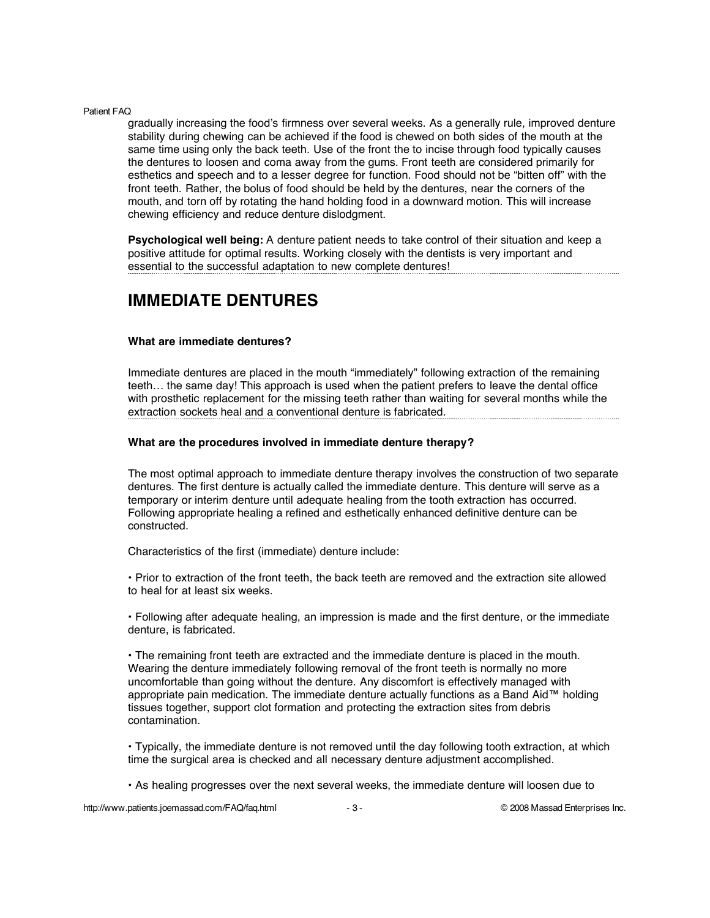gradually increasing the food's firmness over several weeks. As a generally rule, improved denture stability during chewing can be achieved if the food is chewed on both sides of the mouth at the same time using only the back teeth. Use of the front the to incise through food typically causes the dentures to loosen and coma away from the gums. Front teeth are considered primarily for esthetics and speech and to a lesser degree for function. Food should not be "bitten off" with the front teeth. Rather, the bolus of food should be held by the dentures, near the corners of the mouth, and torn off by rotating the hand holding food in a downward motion. This will increase chewing efficiency and reduce denture dislodgment.

**Psychological well being:** A denture patient needs to take control of their situation and keep a positive attitude for optimal results. Working closely with the dentists is very important and essential to the successful adaptation to new complete dentures!

## IMMEDIATE DENTURES

### What are immediate dentures?

Immediate dentures are placed in the mouth "immediately" following extraction of the remaining teeth… the same day! This approach is used when the patient prefers to leave the dental office with prosthetic replacement for the missing teeth rather than waiting for several months while the extraction sockets heal and a conventional denture is fabricated.

### What are the procedures involved in immediate denture therapy?

The most optimal approach to immediate denture therapy involves the construction of two separate dentures. The first denture is actually called the immediate denture. This denture will serve as a temporary or interim denture until adequate healing from the tooth extraction has occurred. Following appropriate healing a refined and esthetically enhanced definitive denture can be constructed.

Characteristics of the first (immediate) denture include:

- Prior to extraction of the front teeth, the back teeth are removed and the extraction site allowed to heal for at least six weeks.

- Following after adequate healing, an impression is made and the first denture, or the immediate denture, is fabricated.

- The remaining front teeth are extracted and the immediate denture is placed in the mouth. Wearing the denture immediately following removal of the front teeth is normally no more uncomfortable than going without the denture. Any discomfort is effectively managed with appropriate pain medication. The immediate denture actually functions as a Band Aid™ holding tissues together, support clot formation and protecting the extraction sites from debris contamination.

- Typically, the immediate denture is not removed until the day following tooth extraction, at which time the surgical area is checked and all necessary denture adjustment accomplished.

- As healing progresses over the next several weeks, the immediate denture will loosen due to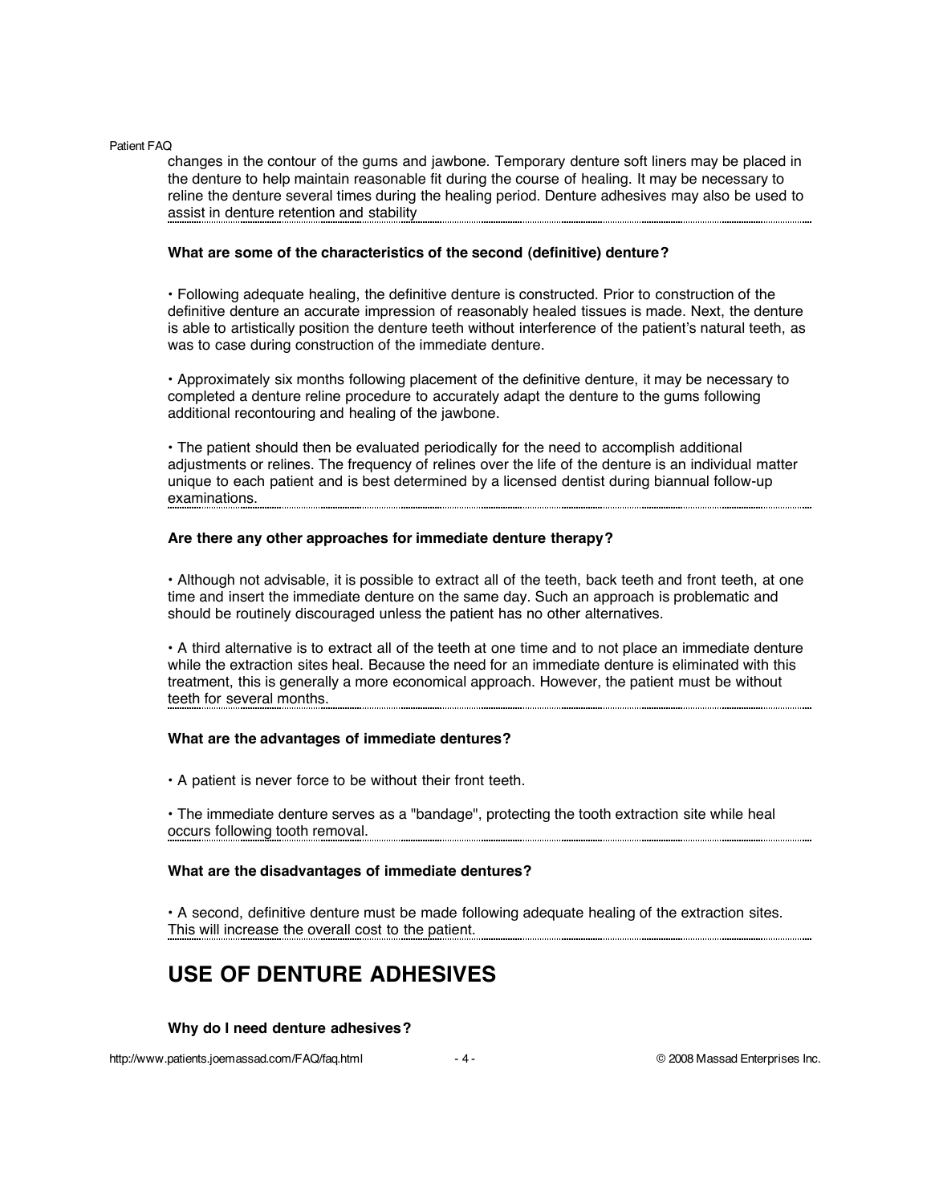changes in the contour of the gums and jawbone. Temporary denture soft liners may be placed in the denture to help maintain reasonable fit during the course of healing. It may be necessary to reline the denture several times during the healing period. Denture adhesives may also be used to assist in denture retention and stability

**What are some of the characteristics of the second (definitive) denture?**

• Following adequate healing, the definitive denture is constructed. Prior to construction of the definitive denture an accurate impression of reasonably healed tissues is made. Next, the denture is able to artistically position the denture teeth without interference of the patient's natural teeth, as was to case during construction of the immediate denture.

• Approximately six months following placement of the definitive denture, it may be necessary to completed a denture reline procedure to accurately adapt the denture to the gums following additional recontouring and healing of the jawbone.

• The patient should then be evaluated periodically for the need to accomplish additional adjustments or relines. The frequency of relines over the life of the denture is an individual matter unique to each patient and is best determined by a licensed dentist during biannual follow-up examinations.

**Are there any other approaches for immediate denture therapy?**

• Although not advisable, it is possible to extract all of the teeth, back teeth and front teeth, at one time and insert the immediate denture on the same day. Such an approach is problematic and should be routinely discouraged unless the patient has no other alternatives.

• A third alternative is to extract all of the teeth at one time and to not place an immediate denture while the extraction sites heal. Because the need for an immediate denture is eliminated with this treatment, this is generally a more economical approach. However, the patient must be without teeth for several months.

**What are the advantages of immediate dentures?**

• A patient is never force to be without their front teeth.

• The immediate denture serves as a "bandage", protecting the tooth extraction site while heal occurs following tooth removal.

**What are the disadvantages of immediate dentures?**

• A second, definitive denture must be made following adequate healing of the extraction sites. This will increase the overall cost to the patient.

## USE OF DENTURE ADHESIVES

**Why do I need denture adhesives?**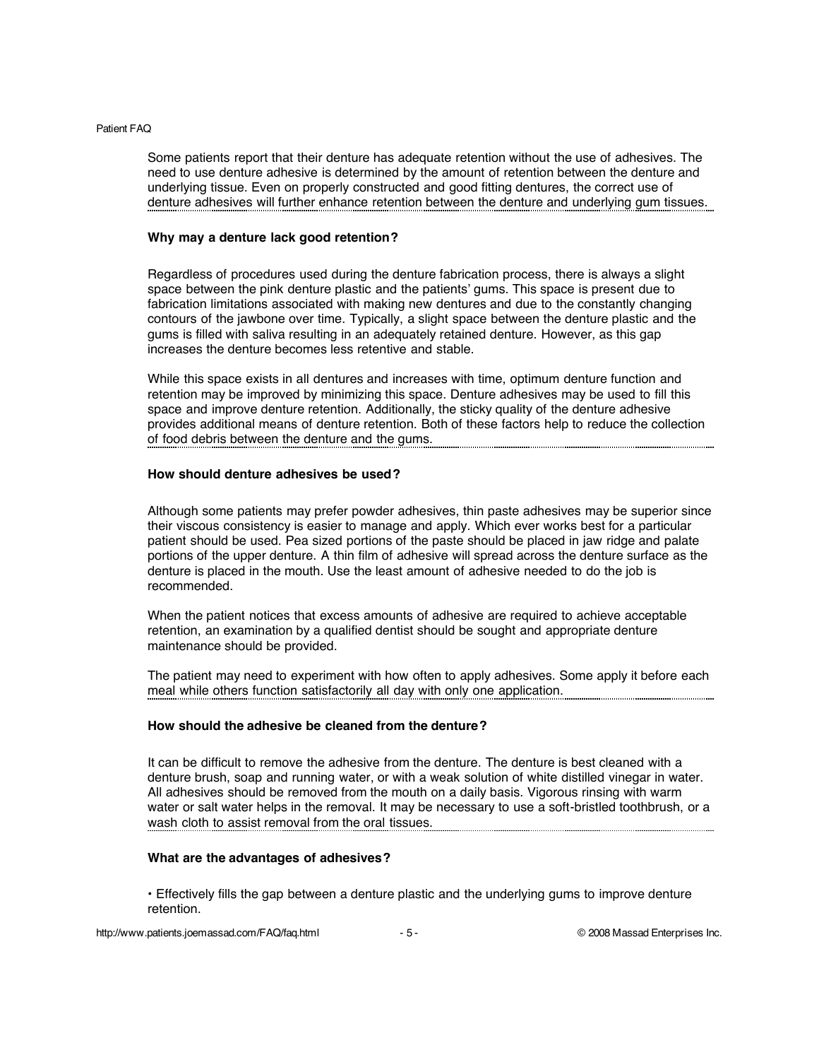Some patients report that their denture has adequate retention without the use of adhesives. The need to use denture adhesive is determined by the amount of retention between the denture and underlying tissue. Even on properly constructed and good fitting dentures, the correct use of denture adhesives will further enhance retention between the denture and underlying gum tissues.

**Why may a denture lack good retention?**

Regardless of procedures used during the denture fabrication process, there is always a slight space between the pink denture plastic and the patients' gums. This space is present due to fabrication limitations associated with making new dentures and due to the constantly changing contours of the jawbone over time. Typically, a slight space between the denture plastic and the gums is filled with saliva resulting in an adequately retained denture. However, as this gap increases the denture becomes less retentive and stable.

While this space exists in all dentures and increases with time, optimum denture function and retention may be improved by minimizing this space. Denture adhesives may be used to fill this space and improve denture retention. Additionally, the sticky quality of the denture adhesive provides additional means of denture retention. Both of these factors help to reduce the collection of food debris between the denture and the gums.

**How should denture adhesives be used?**

Although some patients may prefer powder adhesives, thin paste adhesives may be superior since their viscous consistency is easier to manage and apply. Which ever works best for a particular patient should be used. Pea sized portions of the paste should be placed in jaw ridge and palate portions of the upper denture. A thin film of adhesive will spread across the denture surface as the denture is placed in the mouth. Use the least amount of adhesive needed to do the job is recommended.

When the patient notices that excess amounts of adhesive are required to achieve acceptable retention, an examination by a qualified dentist should be sought and appropriate denture maintenance should be provided.

The patient may need to experiment with how often to apply adhesives. Some apply it before each meal while others function satisfactorily all day with only one application.

**How should the adhesive be cleaned from the denture?**

It can be difficult to remove the adhesive from the denture. The denture is best cleaned with a denture brush, soap and running water, or with a weak solution of white distilled vinegar in water. All adhesives should be removed from the mouth on a daily basis. Vigorous rinsing with warm water or salt water helps in the removal. It may be necessary to use a soft-bristled toothbrush, or a wash cloth to assist removal from the oral tissues.

**What are the advantages of adhesives?**

- Effectively fills the gap between a denture plastic and the underlying gums to improve denture retention.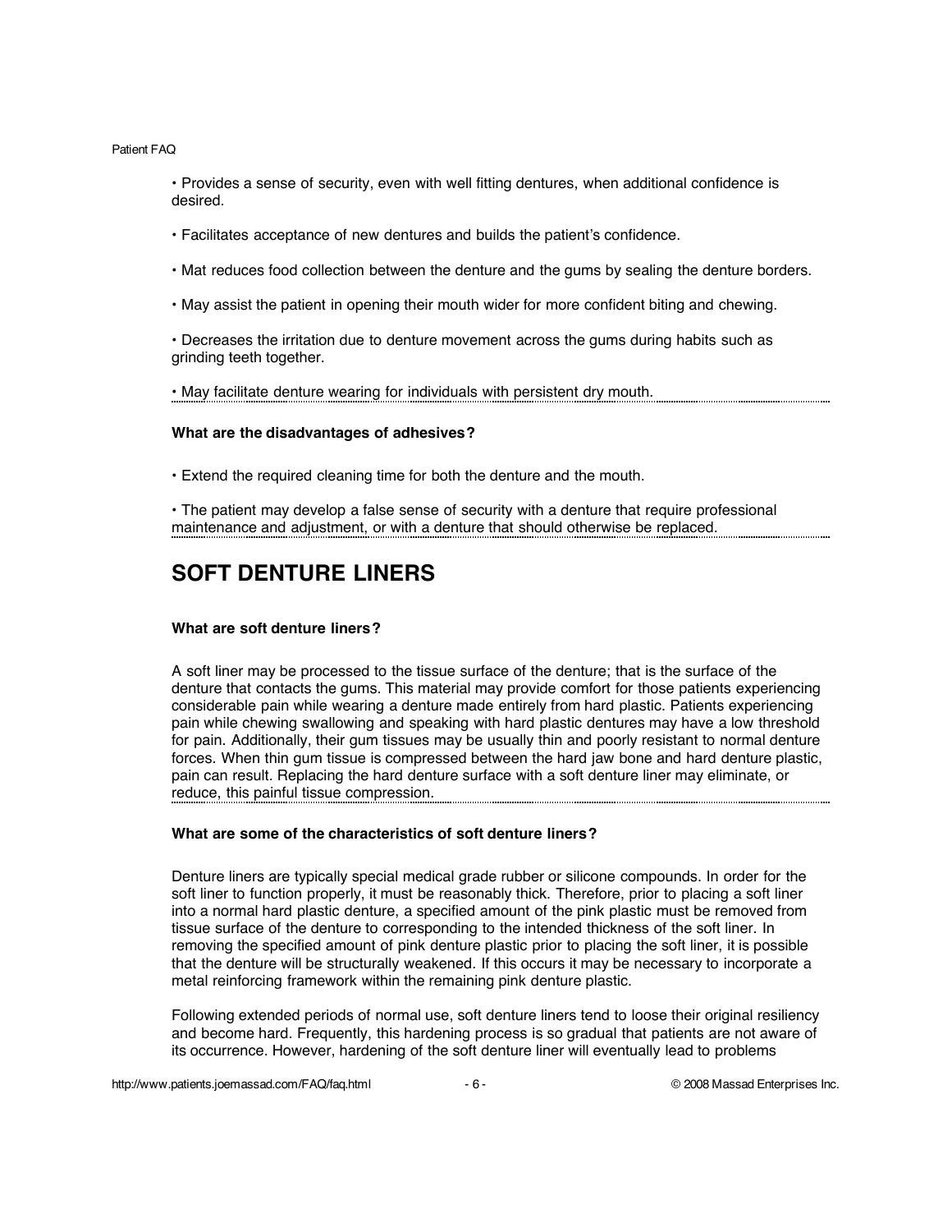• Provides a sense of security, even with well fitting dentures, when additional confidence is desired.

• Facilitates acceptance of new dentures and builds the patient's confidence.

• Mat reduces food collection between the denture and the gums by sealing the denture borders.

• May assist the patient in opening their mouth wider for more confident biting and chewing.

• Decreases the irritation due to denture movement across the gums during habits such as grinding teeth together.

• May facilitate denture wearing for individuals with persistent dry mouth.

**What are the disadvantages of adhesives?**

• Extend the required cleaning time for both the denture and the mouth.

• The patient may develop a false sense of security with a denture that require professional maintenance and adjustment, or with a denture that should otherwise be replaced.

# SOFT DENTURE LINERS

**What are soft denture liners?**

A soft liner may be processed to the tissue surface of the denture; that is the surface of the denture that contacts the gums. This material may provide comfort for those patients experiencing considerable pain while wearing a denture made entirely from hard plastic. Patients experiencing pain while chewing swallowing and speaking with hard plastic dentures may have a low threshold for pain. Additionally, their gum tissues may be usually thin and poorly resistant to normal denture forces. When thin gum tissue is compressed between the hard jaw bone and hard denture plastic, pain can result. Replacing the hard denture surface with a soft denture liner may eliminate, or reduce, this painful tissue compression.

**What are some of the characteristics of soft denture liners?**

Denture liners are typically special medical grade rubber or silicone compounds. In order for the soft liner to function properly, it must be reasonably thick. Therefore, prior to placing a soft liner into a normal hard plastic denture, a specified amount of the pink plastic must be removed from tissue surface of the denture to corresponding to the intended thickness of the soft liner. In removing the specified amount of pink denture plastic prior to placing the soft liner, it is possible that the denture will be structurally weakened. If this occurs it may be necessary to incorporate a metal reinforcing framework within the remaining pink denture plastic.

Following extended periods of normal use, soft denture liners tend to loose their original resiliency and become hard. Frequently, this hardening process is so gradual that patients are not aware of its occurrence. However, hardening of the soft denture liner will eventually lead to problems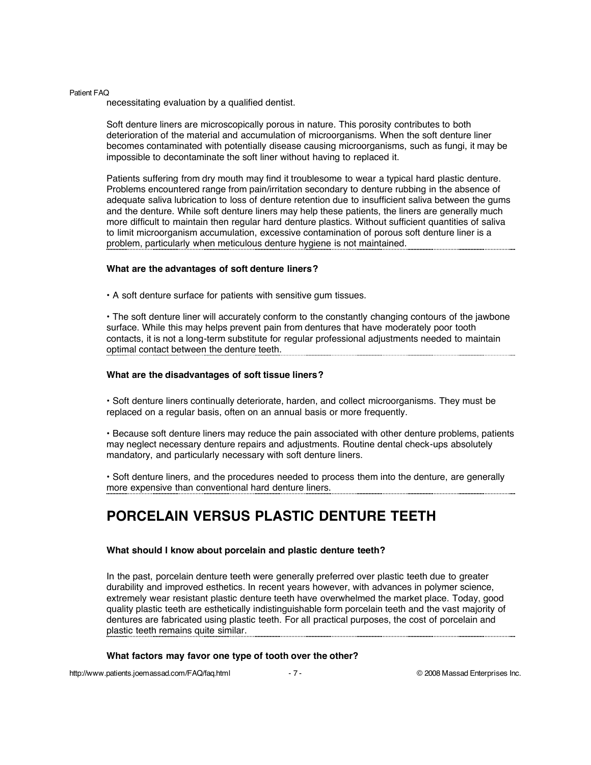necessitating evaluation by a qualified dentist.

Soft denture liners are microscopically porous in nature. This porosity contributes to both deterioration of the material and accumulation of microorganisms. When the soft denture liner becomes contaminated with potentially disease causing microorganisms, such as fungi, it may be impossible to decontaminate the soft liner without having to replaced it.

Patients suffering from dry mouth may find it troublesome to wear a typical hard plastic denture. Problems encountered range from pain/irritation secondary to denture rubbing in the absence of adequate saliva lubrication to loss of denture retention due to insufficient saliva between the gums and the denture. While soft denture liners may help these patients, the liners are generally much more difficult to maintain then regular hard denture plastics. Without sufficient quantities of saliva to limit microorganism accumulation, excessive contamination of porous soft denture liner is a problem, particularly when meticulous denture hygiene is not maintained.

**What are the advantages of soft denture liners?**

• A soft denture surface for patients with sensitive gum tissues.

• The soft denture liner will accurately conform to the constantly changing contours of the jawbone surface. While this may helps prevent pain from dentures that have moderately poor tooth contacts, it is not a long-term substitute for regular professional adjustments needed to maintain optimal contact between the denture teeth.

**What are the disadvantages of soft tissue liners?**

• Soft denture liners continually deteriorate, harden, and collect microorganisms. They must be replaced on a regular basis, often on an annual basis or more frequently.

• Because soft denture liners may reduce the pain associated with other denture problems, patients may neglect necessary denture repairs and adjustments. Routine dental check-ups absolutely mandatory, and particularly necessary with soft denture liners.

• Soft denture liners, and the procedures needed to process them into the denture, are generally more expensive than conventional hard denture liners.

# PORCELAIN VERSUS PLASTIC DENTURE TEETH

**What should I know about porcelain and plastic denture teeth?**

In the past, porcelain denture teeth were generally preferred over plastic teeth due to greater durability and improved esthetics. In recent years however, with advances in polymer science, extremely wear resistant plastic denture teeth have overwhelmed the market place. Today, good quality plastic teeth are esthetically indistinguishable form porcelain teeth and the vast majority of dentures are fabricated using plastic teeth. For all practical purposes, the cost of porcelain and plastic teeth remains quite similar.

**What factors may favor one type of tooth over the other?**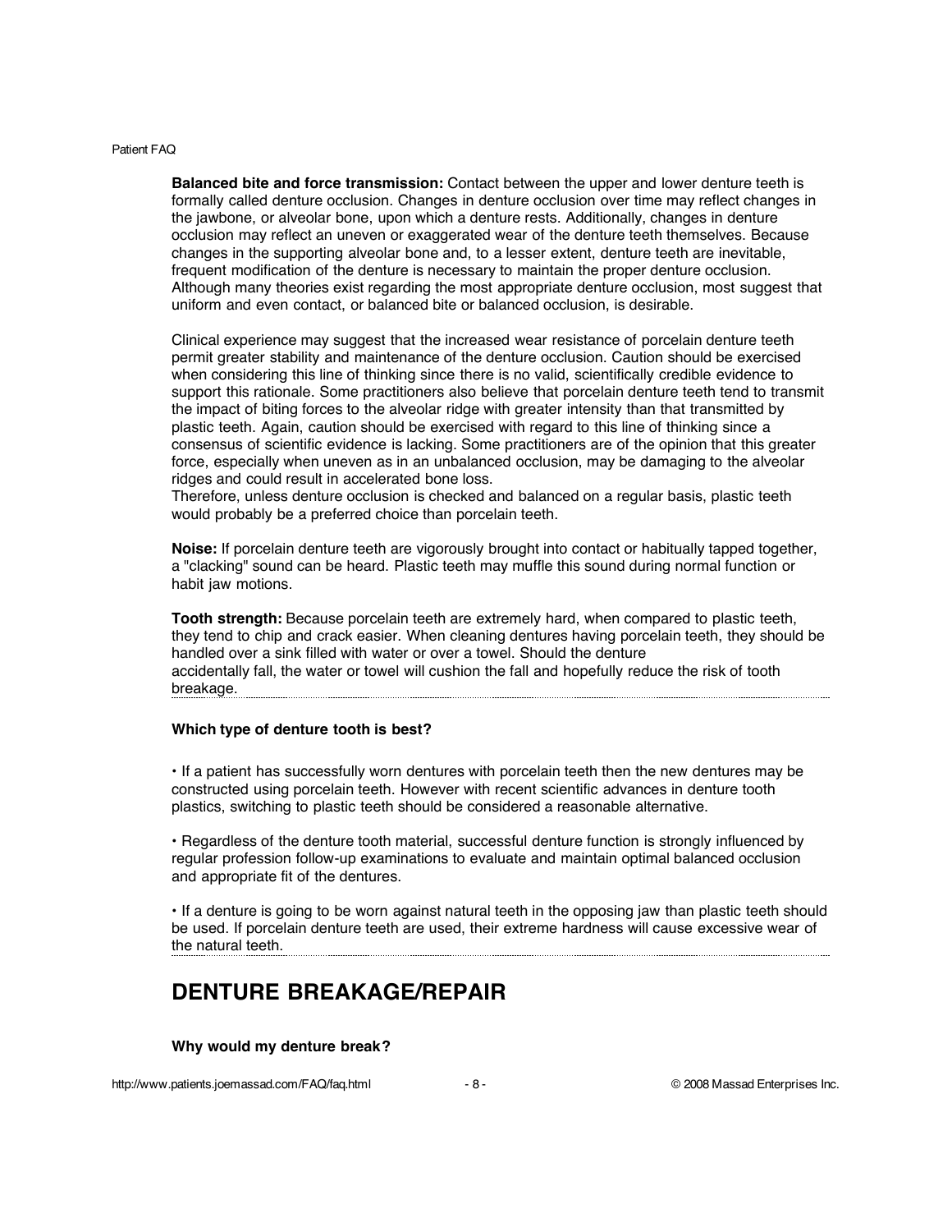**Balanced bite and force transmission:** Contact between the upper and lower denture teeth is formally called denture occlusion. Changes in denture occlusion over time may reflect changes in the jawbone, or alveolar bone, upon which a denture rests. Additionally, changes in denture occlusion may reflect an uneven or exaggerated wear of the denture teeth themselves. Because changes in the supporting alveolar bone and, to a lesser extent, denture teeth are inevitable, frequent modification of the denture is necessary to maintain the proper denture occlusion. Although many theories exist regarding the most appropriate denture occlusion, most suggest that uniform and even contact, or balanced bite or balanced occlusion, is desirable.

Clinical experience may suggest that the increased wear resistance of porcelain denture teeth permit greater stability and maintenance of the denture occlusion. Caution should be exercised when considering this line of thinking since there is no valid, scientifically credible evidence to support this rationale. Some practitioners also believe that porcelain denture teeth tend to transmit the impact of biting forces to the alveolar ridge with greater intensity than that transmitted by plastic teeth. Again, caution should be exercised with regard to this line of thinking since a consensus of scientific evidence is lacking. Some practitioners are of the opinion that this greater force, especially when uneven as in an unbalanced occlusion, may be damaging to the alveolar ridges and could result in accelerated bone loss.
Therefore, unless denture occlusion is checked and balanced on a regular basis, plastic teeth would probably be a preferred choice than porcelain teeth.

**Noise:** If porcelain denture teeth are vigorously brought into contact or habitually tapped together, a "clacking" sound can be heard. Plastic teeth may muffle this sound during normal function or habit jaw motions.

**Tooth strength:** Because porcelain teeth are extremely hard, when compared to plastic teeth, they tend to chip and crack easier. When cleaning dentures having porcelain teeth, they should be handled over a sink filled with water or over a towel. Should the denture accidentally fall, the water or towel will cushion the fall and hopefully reduce the risk of tooth breakage.

**Which type of denture tooth is best?**

• If a patient has successfully worn dentures with porcelain teeth then the new dentures may be constructed using porcelain teeth. However with recent scientific advances in denture tooth plastics, switching to plastic teeth should be considered a reasonable alternative.

• Regardless of the denture tooth material, successful denture function is strongly influenced by regular profession follow-up examinations to evaluate and maintain optimal balanced occlusion and appropriate fit of the dentures.

• If a denture is going to be worn against natural teeth in the opposing jaw than plastic teeth should be used. If porcelain denture teeth are used, their extreme hardness will cause excessive wear of the natural teeth.

## DENTURE BREAKAGE/REPAIR

**Why would my denture break?**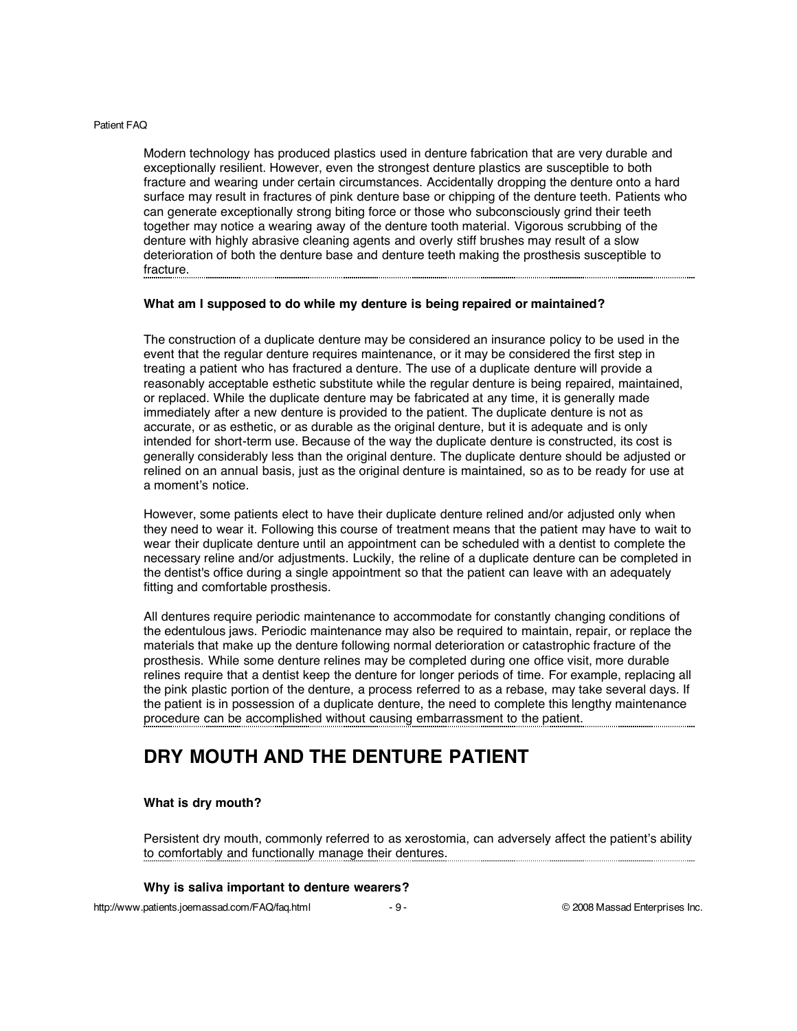Modern technology has produced plastics used in denture fabrication that are very durable and exceptionally resilient. However, even the strongest denture plastics are susceptible to both fracture and wearing under certain circumstances. Accidentally dropping the denture onto a hard surface may result in fractures of pink denture base or chipping of the denture teeth. Patients who can generate exceptionally strong biting force or those who subconsciously grind their teeth together may notice a wearing away of the denture tooth material. Vigorous scrubbing of the denture with highly abrasive cleaning agents and overly stiff brushes may result of a slow deterioration of both the denture base and denture teeth making the prosthesis susceptible to fracture.

**What am I supposed to do while my denture is being repaired or maintained?**

The construction of a duplicate denture may be considered an insurance policy to be used in the event that the regular denture requires maintenance, or it may be considered the first step in treating a patient who has fractured a denture. The use of a duplicate denture will provide a reasonably acceptable esthetic substitute while the regular denture is being repaired, maintained, or replaced. While the duplicate denture may be fabricated at any time, it is generally made immediately after a new denture is provided to the patient. The duplicate denture is not as accurate, or as esthetic, or as durable as the original denture, but it is adequate and is only intended for short-term use. Because of the way the duplicate denture is constructed, its cost is generally considerably less than the original denture. The duplicate denture should be adjusted or relined on an annual basis, just as the original denture is maintained, so as to be ready for use at a moment's notice.

However, some patients elect to have their duplicate denture relined and/or adjusted only when they need to wear it. Following this course of treatment means that the patient may have to wait to wear their duplicate denture until an appointment can be scheduled with a dentist to complete the necessary reline and/or adjustments. Luckily, the reline of a duplicate denture can be completed in the dentist's office during a single appointment so that the patient can leave with an adequately fitting and comfortable prosthesis.

All dentures require periodic maintenance to accommodate for constantly changing conditions of the edentulous jaws. Periodic maintenance may also be required to maintain, repair, or replace the materials that make up the denture following normal deterioration or catastrophic fracture of the prosthesis. While some denture relines may be completed during one office visit, more durable relines require that a dentist keep the denture for longer periods of time. For example, replacing all the pink plastic portion of the denture, a process referred to as a rebase, may take several days. If the patient is in possession of a duplicate denture, the need to complete this lengthy maintenance procedure can be accomplished without causing embarrassment to the patient.

## DRY MOUTH AND THE DENTURE PATIENT

**What is dry mouth?**

Persistent dry mouth, commonly referred to as xerostomia, can adversely affect the patient's ability to comfortably and functionally manage their dentures.

**Why is saliva important to denture wearers?**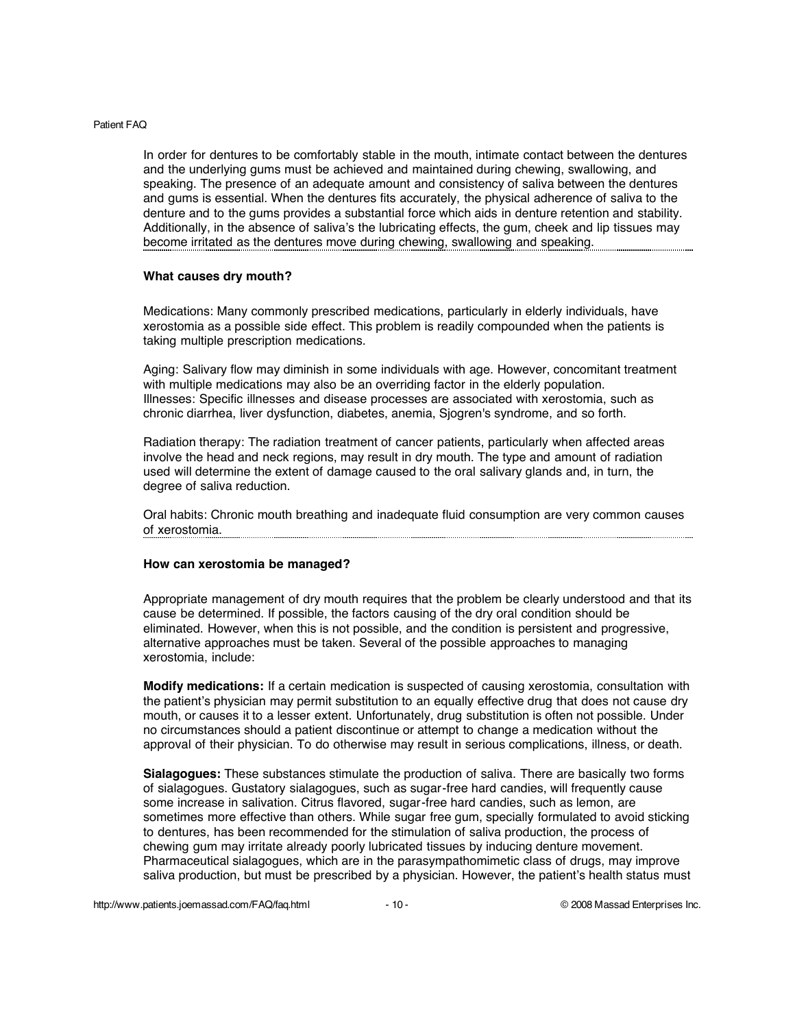In order for dentures to be comfortably stable in the mouth, intimate contact between the dentures and the underlying gums must be achieved and maintained during chewing, swallowing, and speaking. The presence of an adequate amount and consistency of saliva between the dentures and gums is essential. When the dentures fits accurately, the physical adherence of saliva to the denture and to the gums provides a substantial force which aids in denture retention and stability. Additionally, in the absence of saliva's the lubricating effects, the gum, cheek and lip tissues may become irritated as the dentures move during chewing, swallowing and speaking.

### What causes dry mouth?

Medications: Many commonly prescribed medications, particularly in elderly individuals, have xerostomia as a possible side effect. This problem is readily compounded when the patients is taking multiple prescription medications.

Aging: Salivary flow may diminish in some individuals with age. However, concomitant treatment with multiple medications may also be an overriding factor in the elderly population.
Illnesses: Specific illnesses and disease processes are associated with xerostomia, such as chronic diarrhea, liver dysfunction, diabetes, anemia, Sjogren's syndrome, and so forth.

Radiation therapy: The radiation treatment of cancer patients, particularly when affected areas involve the head and neck regions, may result in dry mouth. The type and amount of radiation used will determine the extent of damage caused to the oral salivary glands and, in turn, the degree of saliva reduction.

Oral habits: Chronic mouth breathing and inadequate fluid consumption are very common causes of xerostomia.

### How can xerostomia be managed?

Appropriate management of dry mouth requires that the problem be clearly understood and that its cause be determined. If possible, the factors causing of the dry oral condition should be eliminated. However, when this is not possible, and the condition is persistent and progressive, alternative approaches must be taken. Several of the possible approaches to managing xerostomia, include:

**Modify medications:** If a certain medication is suspected of causing xerostomia, consultation with the patient's physician may permit substitution to an equally effective drug that does not cause dry mouth, or causes it to a lesser extent. Unfortunately, drug substitution is often not possible. Under no circumstances should a patient discontinue or attempt to change a medication without the approval of their physician. To do otherwise may result in serious complications, illness, or death.

**Sialagogues:** These substances stimulate the production of saliva. There are basically two forms of sialagogues. Gustatory sialagogues, such as sugar-free hard candies, will frequently cause some increase in salivation. Citrus flavored, sugar-free hard candies, such as lemon, are sometimes more effective than others. While sugar free gum, specially formulated to avoid sticking to dentures, has been recommended for the stimulation of saliva production, the process of chewing gum may irritate already poorly lubricated tissues by inducing denture movement. Pharmaceutical sialagogues, which are in the parasympathomimetic class of drugs, may improve saliva production, but must be prescribed by a physician. However, the patient's health status must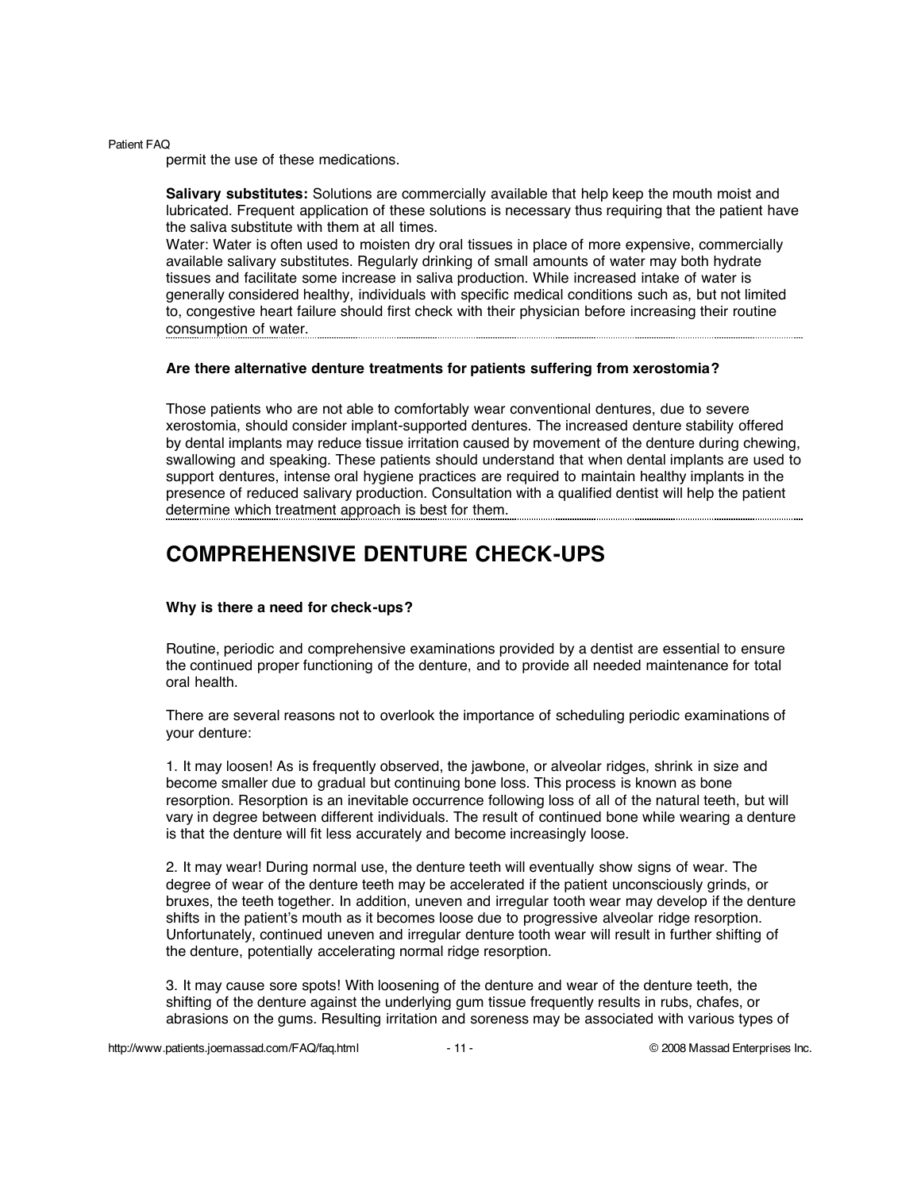permit the use of these medications.

**Salivary substitutes:** Solutions are commercially available that help keep the mouth moist and lubricated. Frequent application of these solutions is necessary thus requiring that the patient have the saliva substitute with them at all times.
Water: Water is often used to moisten dry oral tissues in place of more expensive, commercially available salivary substitutes. Regularly drinking of small amounts of water may both hydrate tissues and facilitate some increase in saliva production. While increased intake of water is generally considered healthy, individuals with specific medical conditions such as, but not limited to, congestive heart failure should first check with their physician before increasing their routine consumption of water.

**Are there alternative denture treatments for patients suffering from xerostomia?**

Those patients who are not able to comfortably wear conventional dentures, due to severe xerostomia, should consider implant-supported dentures. The increased denture stability offered by dental implants may reduce tissue irritation caused by movement of the denture during chewing, swallowing and speaking. These patients should understand that when dental implants are used to support dentures, intense oral hygiene practices are required to maintain healthy implants in the presence of reduced salivary production. Consultation with a qualified dentist will help the patient determine which treatment approach is best for them.

## COMPREHENSIVE DENTURE CHECK-UPS

**Why is there a need for check-ups?**

Routine, periodic and comprehensive examinations provided by a dentist are essential to ensure the continued proper functioning of the denture, and to provide all needed maintenance for total oral health.

There are several reasons not to overlook the importance of scheduling periodic examinations of your denture:

1. It may loosen! As is frequently observed, the jawbone, or alveolar ridges, shrink in size and become smaller due to gradual but continuing bone loss. This process is known as bone resorption. Resorption is an inevitable occurrence following loss of all of the natural teeth, but will vary in degree between different individuals. The result of continued bone while wearing a denture is that the denture will fit less accurately and become increasingly loose.

2. It may wear! During normal use, the denture teeth will eventually show signs of wear. The degree of wear of the denture teeth may be accelerated if the patient unconsciously grinds, or bruxes, the teeth together. In addition, uneven and irregular tooth wear may develop if the denture shifts in the patient's mouth as it becomes loose due to progressive alveolar ridge resorption. Unfortunately, continued uneven and irregular denture tooth wear will result in further shifting of the denture, potentially accelerating normal ridge resorption.

3. It may cause sore spots! With loosening of the denture and wear of the denture teeth, the shifting of the denture against the underlying gum tissue frequently results in rubs, chafes, or abrasions on the gums. Resulting irritation and soreness may be associated with various types of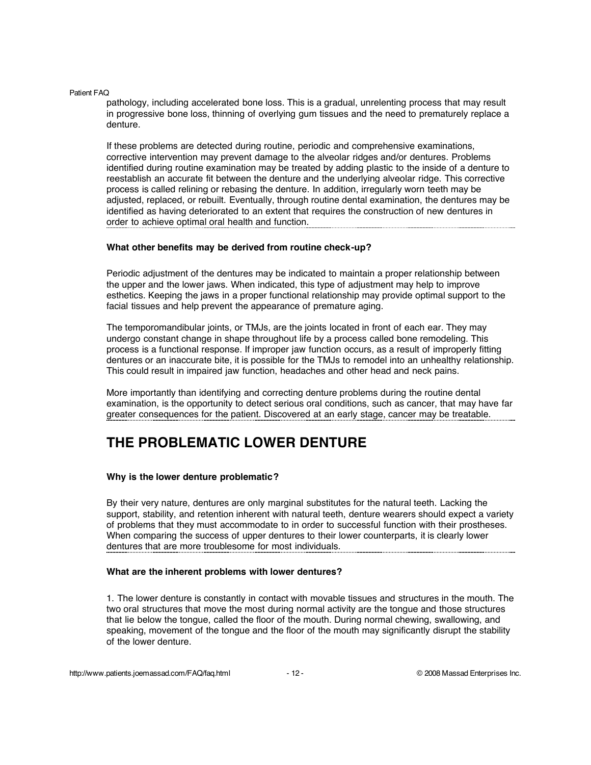pathology, including accelerated bone loss. This is a gradual, unrelenting process that may result in progressive bone loss, thinning of overlying gum tissues and the need to prematurely replace a denture.

If these problems are detected during routine, periodic and comprehensive examinations, corrective intervention may prevent damage to the alveolar ridges and/or dentures. Problems identified during routine examination may be treated by adding plastic to the inside of a denture to reestablish an accurate fit between the denture and the underlying alveolar ridge. This corrective process is called relining or rebasing the denture. In addition, irregularly worn teeth may be adjusted, replaced, or rebuilt. Eventually, through routine dental examination, the dentures may be identified as having deteriorated to an extent that requires the construction of new dentures in order to achieve optimal oral health and function.

**What other benefits may be derived from routine check-up?**

Periodic adjustment of the dentures may be indicated to maintain a proper relationship between the upper and the lower jaws. When indicated, this type of adjustment may help to improve esthetics. Keeping the jaws in a proper functional relationship may provide optimal support to the facial tissues and help prevent the appearance of premature aging.

The temporomandibular joints, or TMJs, are the joints located in front of each ear. They may undergo constant change in shape throughout life by a process called bone remodeling. This process is a functional response. If improper jaw function occurs, as a result of improperly fitting dentures or an inaccurate bite, it is possible for the TMJs to remodel into an unhealthy relationship. This could result in impaired jaw function, headaches and other head and neck pains.

More importantly than identifying and correcting denture problems during the routine dental examination, is the opportunity to detect serious oral conditions, such as cancer, that may have far greater consequences for the patient. Discovered at an early stage, cancer may be treatable.

# THE PROBLEMATIC LOWER DENTURE

**Why is the lower denture problematic?**

By their very nature, dentures are only marginal substitutes for the natural teeth. Lacking the support, stability, and retention inherent with natural teeth, denture wearers should expect a variety of problems that they must accommodate to in order to successful function with their prostheses. When comparing the success of upper dentures to their lower counterparts, it is clearly lower dentures that are more troublesome for most individuals.

**What are the inherent problems with lower dentures?**

1. The lower denture is constantly in contact with movable tissues and structures in the mouth. The two oral structures that move the most during normal activity are the tongue and those structures that lie below the tongue, called the floor of the mouth. During normal chewing, swallowing, and speaking, movement of the tongue and the floor of the mouth may significantly disrupt the stability of the lower denture.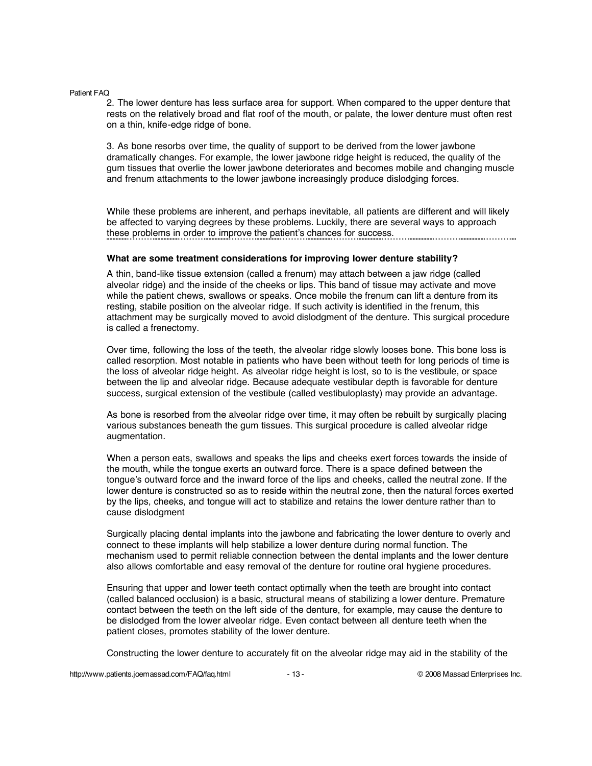2. The lower denture has less surface area for support. When compared to the upper denture that rests on the relatively broad and flat roof of the mouth, or palate, the lower denture must often rest on a thin, knife-edge ridge of bone.

3. As bone resorbs over time, the quality of support to be derived from the lower jawbone dramatically changes. For example, the lower jawbone ridge height is reduced, the quality of the gum tissues that overlie the lower jawbone deteriorates and becomes mobile and changing muscle and frenum attachments to the lower jawbone increasingly produce dislodging forces.

While these problems are inherent, and perhaps inevitable, all patients are different and will likely be affected to varying degrees by these problems. Luckily, there are several ways to approach these problems in order to improve the patient's chances for success.

**What are some treatment considerations for improving lower denture stability?**

A thin, band-like tissue extension (called a frenum) may attach between a jaw ridge (called alveolar ridge) and the inside of the cheeks or lips. This band of tissue may activate and move while the patient chews, swallows or speaks. Once mobile the frenum can lift a denture from its resting, stabile position on the alveolar ridge. If such activity is identified in the frenum, this attachment may be surgically moved to avoid dislodgment of the denture. This surgical procedure is called a frenectomy.

Over time, following the loss of the teeth, the alveolar ridge slowly looses bone. This bone loss is called resorption. Most notable in patients who have been without teeth for long periods of time is the loss of alveolar ridge height. As alveolar ridge height is lost, so to is the vestibule, or space between the lip and alveolar ridge. Because adequate vestibular depth is favorable for denture success, surgical extension of the vestibule (called vestibuloplasty) may provide an advantage.

As bone is resorbed from the alveolar ridge over time, it may often be rebuilt by surgically placing various substances beneath the gum tissues. This surgical procedure is called alveolar ridge augmentation.

When a person eats, swallows and speaks the lips and cheeks exert forces towards the inside of the mouth, while the tongue exerts an outward force. There is a space defined between the tongue's outward force and the inward force of the lips and cheeks, called the neutral zone. If the lower denture is constructed so as to reside within the neutral zone, then the natural forces exerted by the lips, cheeks, and tongue will act to stabilize and retains the lower denture rather than to cause dislodgment

Surgically placing dental implants into the jawbone and fabricating the lower denture to overly and connect to these implants will help stabilize a lower denture during normal function. The mechanism used to permit reliable connection between the dental implants and the lower denture also allows comfortable and easy removal of the denture for routine oral hygiene procedures.

Ensuring that upper and lower teeth contact optimally when the teeth are brought into contact (called balanced occlusion) is a basic, structural means of stabilizing a lower denture. Premature contact between the teeth on the left side of the denture, for example, may cause the denture to be dislodged from the lower alveolar ridge. Even contact between all denture teeth when the patient closes, promotes stability of the lower denture.

Constructing the lower denture to accurately fit on the alveolar ridge may aid in the stability of the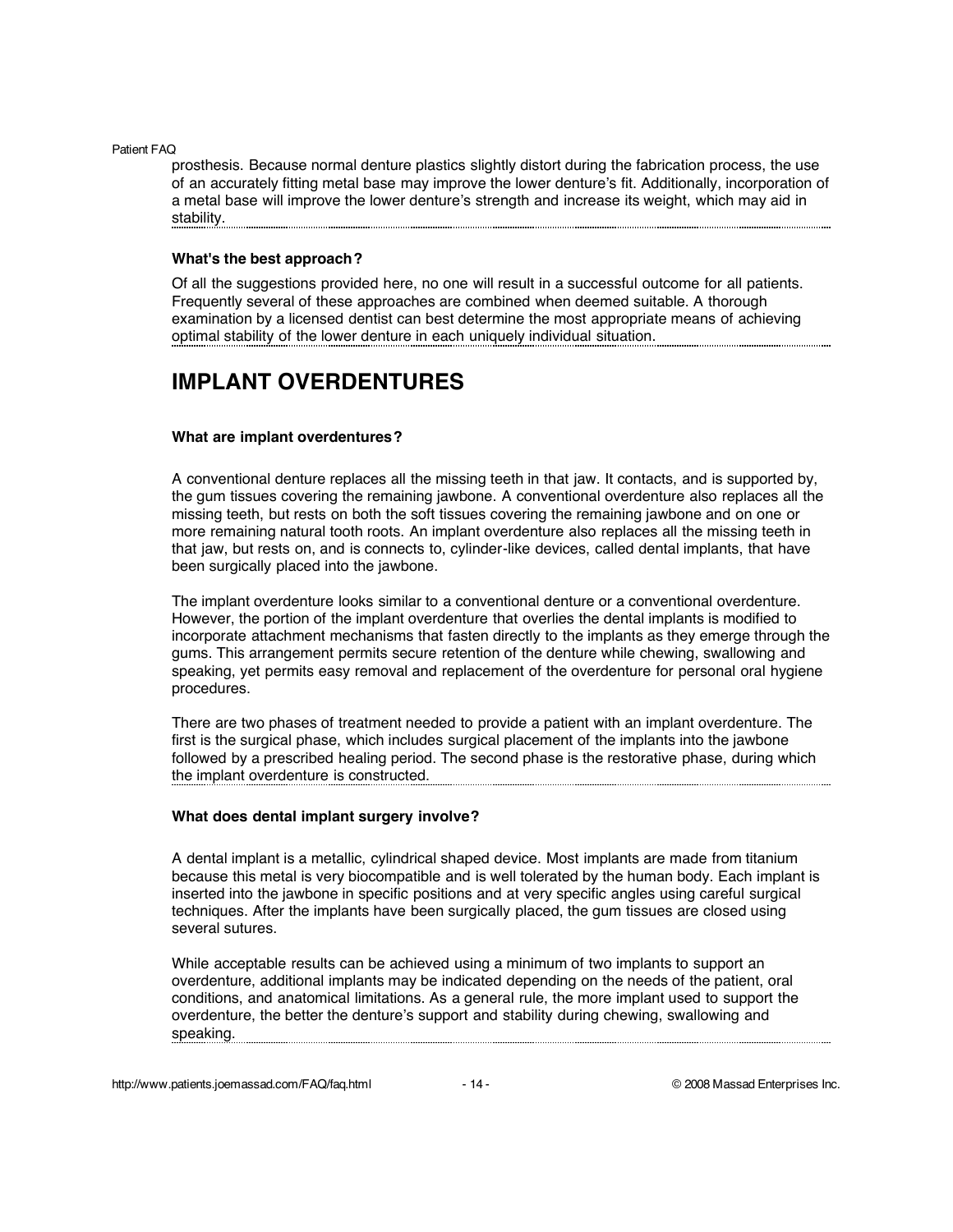prosthesis. Because normal denture plastics slightly distort during the fabrication process, the use of an accurately fitting metal base may improve the lower denture's fit. Additionally, incorporation of a metal base will improve the lower denture's strength and increase its weight, which may aid in stability.

**What's the best approach?**

Of all the suggestions provided here, no one will result in a successful outcome for all patients. Frequently several of these approaches are combined when deemed suitable. A thorough examination by a licensed dentist can best determine the most appropriate means of achieving optimal stability of the lower denture in each uniquely individual situation.

## IMPLANT OVERDENTURES

**What are implant overdentures?**

A conventional denture replaces all the missing teeth in that jaw. It contacts, and is supported by, the gum tissues covering the remaining jawbone. A conventional overdenture also replaces all the missing teeth, but rests on both the soft tissues covering the remaining jawbone and on one or more remaining natural tooth roots. An implant overdenture also replaces all the missing teeth in that jaw, but rests on, and is connects to, cylinder-like devices, called dental implants, that have been surgically placed into the jawbone.

The implant overdenture looks similar to a conventional denture or a conventional overdenture. However, the portion of the implant overdenture that overlies the dental implants is modified to incorporate attachment mechanisms that fasten directly to the implants as they emerge through the gums. This arrangement permits secure retention of the denture while chewing, swallowing and speaking, yet permits easy removal and replacement of the overdenture for personal oral hygiene procedures.

There are two phases of treatment needed to provide a patient with an implant overdenture. The first is the surgical phase, which includes surgical placement of the implants into the jawbone followed by a prescribed healing period. The second phase is the restorative phase, during which the implant overdenture is constructed.

**What does dental implant surgery involve?**

A dental implant is a metallic, cylindrical shaped device. Most implants are made from titanium because this metal is very biocompatible and is well tolerated by the human body. Each implant is inserted into the jawbone in specific positions and at very specific angles using careful surgical techniques. After the implants have been surgically placed, the gum tissues are closed using several sutures.

While acceptable results can be achieved using a minimum of two implants to support an overdenture, additional implants may be indicated depending on the needs of the patient, oral conditions, and anatomical limitations. As a general rule, the more implant used to support the overdenture, the better the denture's support and stability during chewing, swallowing and speaking.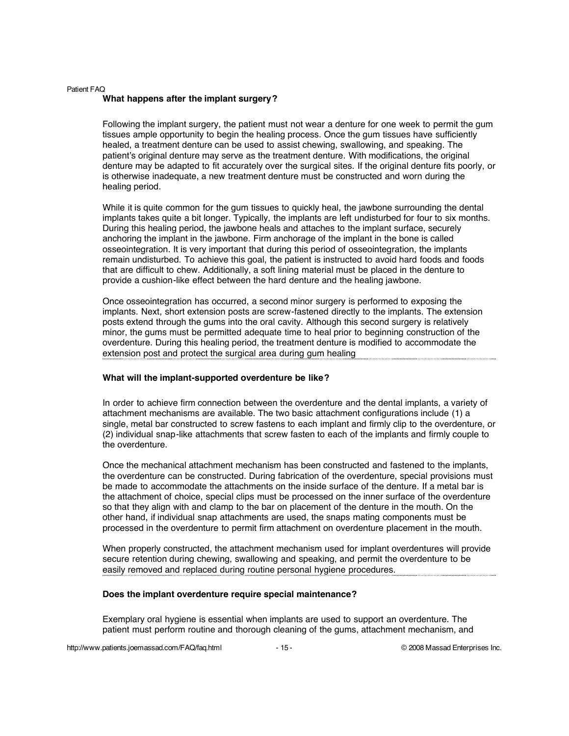### What happens after the implant surgery?

Following the implant surgery, the patient must not wear a denture for one week to permit the gum tissues ample opportunity to begin the healing process. Once the gum tissues have sufficiently healed, a treatment denture can be used to assist chewing, swallowing, and speaking. The patient's original denture may serve as the treatment denture. With modifications, the original denture may be adapted to fit accurately over the surgical sites. If the original denture fits poorly, or is otherwise inadequate, a new treatment denture must be constructed and worn during the healing period.

While it is quite common for the gum tissues to quickly heal, the jawbone surrounding the dental implants takes quite a bit longer. Typically, the implants are left undisturbed for four to six months. During this healing period, the jawbone heals and attaches to the implant surface, securely anchoring the implant in the jawbone. Firm anchorage of the implant in the bone is called osseointegration. It is very important that during this period of osseointegration, the implants remain undisturbed. To achieve this goal, the patient is instructed to avoid hard foods and foods that are difficult to chew. Additionally, a soft lining material must be placed in the denture to provide a cushion-like effect between the hard denture and the healing jawbone.

Once osseointegration has occurred, a second minor surgery is performed to exposing the implants. Next, short extension posts are screw-fastened directly to the implants. The extension posts extend through the gums into the oral cavity. Although this second surgery is relatively minor, the gums must be permitted adequate time to heal prior to beginning construction of the overdenture. During this healing period, the treatment denture is modified to accommodate the extension post and protect the surgical area during gum healing

### What will the implant-supported overdenture be like?

In order to achieve firm connection between the overdenture and the dental implants, a variety of attachment mechanisms are available. The two basic attachment configurations include (1) a single, metal bar constructed to screw fastens to each implant and firmly clip to the overdenture, or (2) individual snap-like attachments that screw fasten to each of the implants and firmly couple to the overdenture.

Once the mechanical attachment mechanism has been constructed and fastened to the implants, the overdenture can be constructed. During fabrication of the overdenture, special provisions must be made to accommodate the attachments on the inside surface of the denture. If a metal bar is the attachment of choice, special clips must be processed on the inner surface of the overdenture so that they align with and clamp to the bar on placement of the denture in the mouth. On the other hand, if individual snap attachments are used, the snaps mating components must be processed in the overdenture to permit firm attachment on overdenture placement in the mouth.

When properly constructed, the attachment mechanism used for implant overdentures will provide secure retention during chewing, swallowing and speaking, and permit the overdenture to be easily removed and replaced during routine personal hygiene procedures.

### Does the implant overdenture require special maintenance?

Exemplary oral hygiene is essential when implants are used to support an overdenture. The patient must perform routine and thorough cleaning of the gums, attachment mechanism, and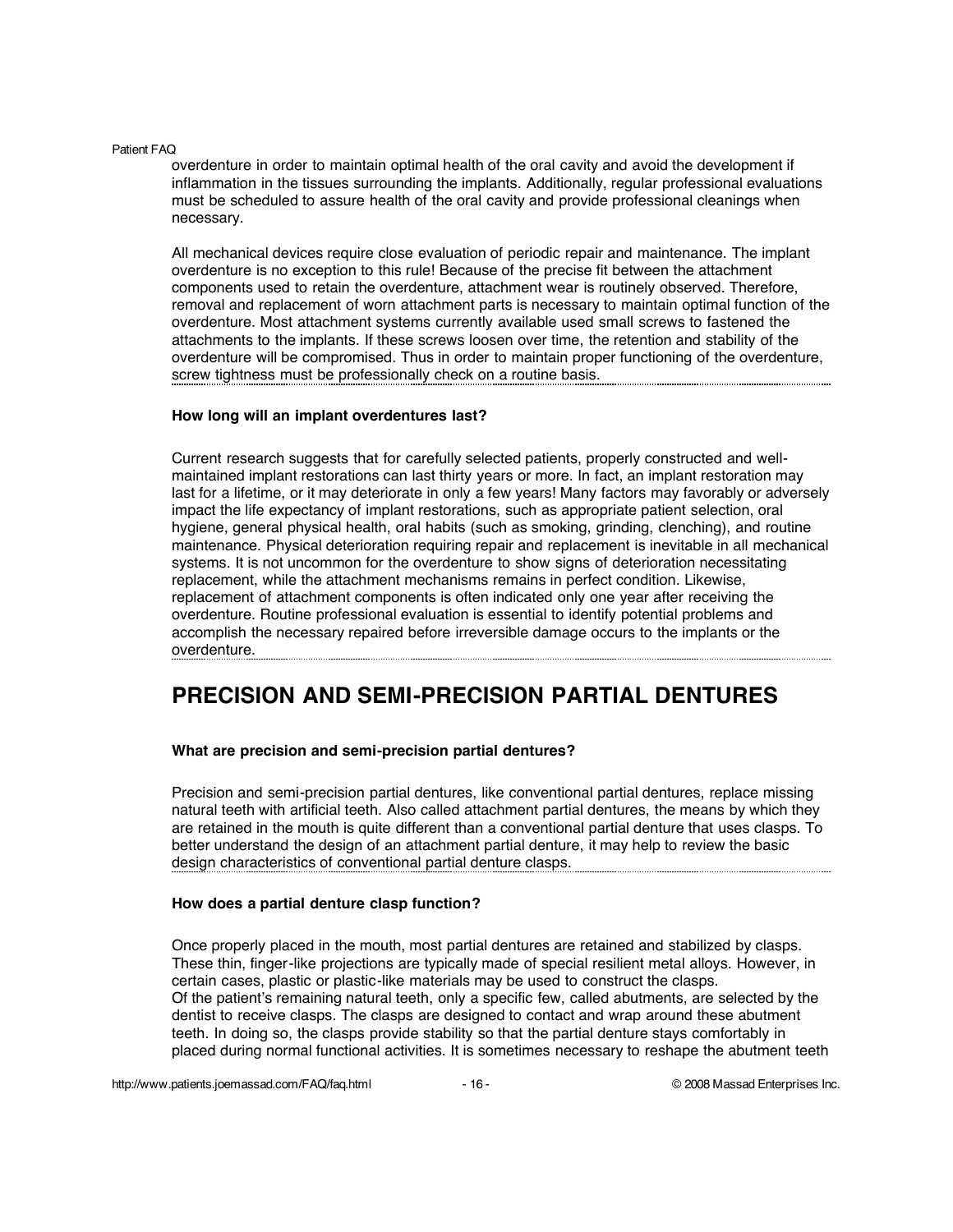overdenture in order to maintain optimal health of the oral cavity and avoid the development if inflammation in the tissues surrounding the implants. Additionally, regular professional evaluations must be scheduled to assure health of the oral cavity and provide professional cleanings when necessary.

All mechanical devices require close evaluation of periodic repair and maintenance. The implant overdenture is no exception to this rule! Because of the precise fit between the attachment components used to retain the overdenture, attachment wear is routinely observed. Therefore, removal and replacement of worn attachment parts is necessary to maintain optimal function of the overdenture. Most attachment systems currently available used small screws to fastened the attachments to the implants. If these screws loosen over time, the retention and stability of the overdenture will be compromised. Thus in order to maintain proper functioning of the overdenture, screw tightness must be professionally check on a routine basis.

**How long will an implant overdentures last?**

Current research suggests that for carefully selected patients, properly constructed and well-maintained implant restorations can last thirty years or more. In fact, an implant restoration may last for a lifetime, or it may deteriorate in only a few years! Many factors may favorably or adversely impact the life expectancy of implant restorations, such as appropriate patient selection, oral hygiene, general physical health, oral habits (such as smoking, grinding, clenching), and routine maintenance. Physical deterioration requiring repair and replacement is inevitable in all mechanical systems. It is not uncommon for the overdenture to show signs of deterioration necessitating replacement, while the attachment mechanisms remains in perfect condition. Likewise, replacement of attachment components is often indicated only one year after receiving the overdenture. Routine professional evaluation is essential to identify potential problems and accomplish the necessary repaired before irreversible damage occurs to the implants or the overdenture.

# PRECISION AND SEMI-PRECISION PARTIAL DENTURES

**What are precision and semi-precision partial dentures?**

Precision and semi-precision partial dentures, like conventional partial dentures, replace missing natural teeth with artificial teeth. Also called attachment partial dentures, the means by which they are retained in the mouth is quite different than a conventional partial denture that uses clasps. To better understand the design of an attachment partial denture, it may help to review the basic design characteristics of conventional partial denture clasps.

**How does a partial denture clasp function?**

Once properly placed in the mouth, most partial dentures are retained and stabilized by clasps. These thin, finger-like projections are typically made of special resilient metal alloys. However, in certain cases, plastic or plastic-like materials may be used to construct the clasps.
Of the patient's remaining natural teeth, only a specific few, called abutments, are selected by the dentist to receive clasps. The clasps are designed to contact and wrap around these abutment teeth. In doing so, the clasps provide stability so that the partial denture stays comfortably in placed during normal functional activities. It is sometimes necessary to reshape the abutment teeth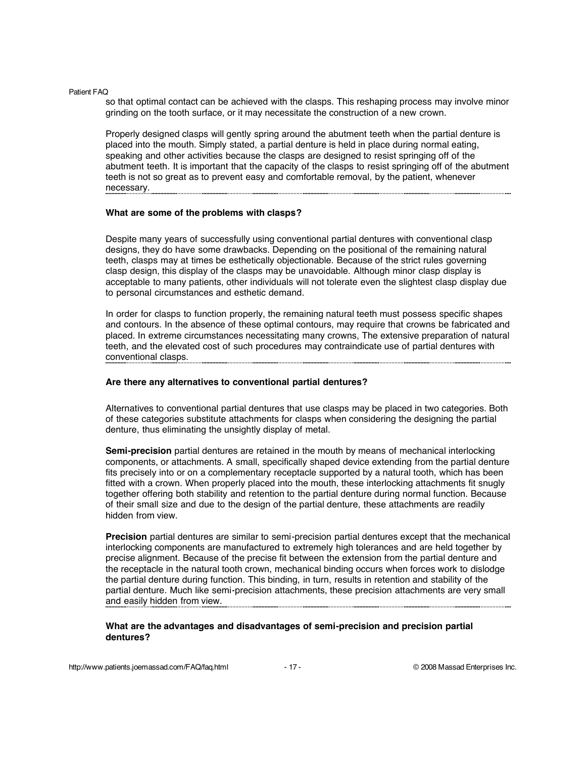so that optimal contact can be achieved with the clasps. This reshaping process may involve minor grinding on the tooth surface, or it may necessitate the construction of a new crown.

Properly designed clasps will gently spring around the abutment teeth when the partial denture is placed into the mouth. Simply stated, a partial denture is held in place during normal eating, speaking and other activities because the clasps are designed to resist springing off of the abutment teeth. It is important that the capacity of the clasps to resist springing off of the abutment teeth is not so great as to prevent easy and comfortable removal, by the patient, whenever necessary.

**What are some of the problems with clasps?**

Despite many years of successfully using conventional partial dentures with conventional clasp designs, they do have some drawbacks. Depending on the positional of the remaining natural teeth, clasps may at times be esthetically objectionable. Because of the strict rules governing clasp design, this display of the clasps may be unavoidable. Although minor clasp display is acceptable to many patients, other individuals will not tolerate even the slightest clasp display due to personal circumstances and esthetic demand.

In order for clasps to function properly, the remaining natural teeth must possess specific shapes and contours. In the absence of these optimal contours, may require that crowns be fabricated and placed. In extreme circumstances necessitating many crowns, The extensive preparation of natural teeth, and the elevated cost of such procedures may contraindicate use of partial dentures with conventional clasps.

**Are there any alternatives to conventional partial dentures?**

Alternatives to conventional partial dentures that use clasps may be placed in two categories. Both of these categories substitute attachments for clasps when considering the designing the partial denture, thus eliminating the unsightly display of metal.

**Semi-precision** partial dentures are retained in the mouth by means of mechanical interlocking components, or attachments. A small, specifically shaped device extending from the partial denture fits precisely into or on a complementary receptacle supported by a natural tooth, which has been fitted with a crown. When properly placed into the mouth, these interlocking attachments fit snugly together offering both stability and retention to the partial denture during normal function. Because of their small size and due to the design of the partial denture, these attachments are readily hidden from view.

**Precision** partial dentures are similar to semi-precision partial dentures except that the mechanical interlocking components are manufactured to extremely high tolerances and are held together by precise alignment. Because of the precise fit between the extension from the partial denture and the receptacle in the natural tooth crown, mechanical binding occurs when forces work to dislodge the partial denture during function. This binding, in turn, results in retention and stability of the partial denture. Much like semi-precision attachments, these precision attachments are very small and easily hidden from view.

**What are the advantages and disadvantages of semi-precision and precision partial dentures?**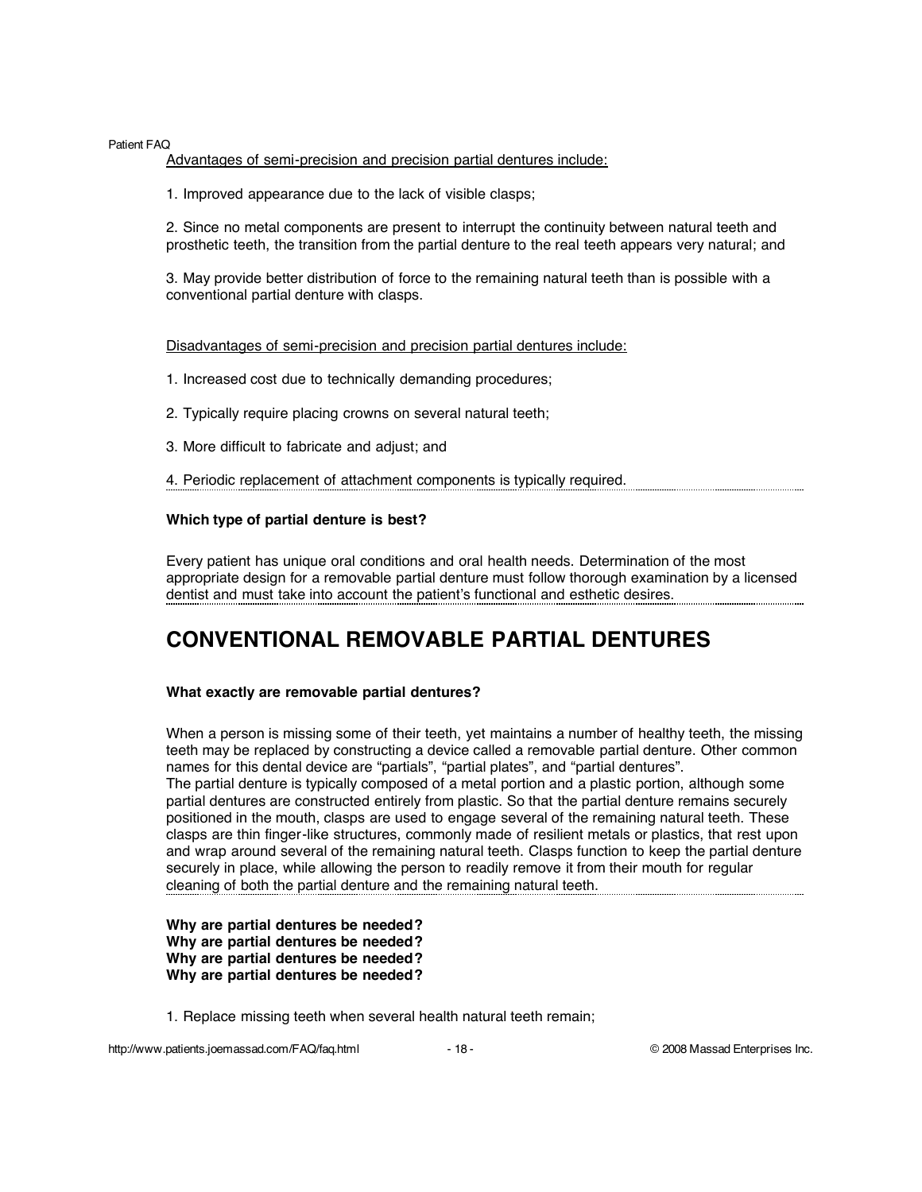Advantages of semi-precision and precision partial dentures include:

1. Improved appearance due to the lack of visible clasps;

2. Since no metal components are present to interrupt the continuity between natural teeth and prosthetic teeth, the transition from the partial denture to the real teeth appears very natural; and

3. May provide better distribution of force to the remaining natural teeth than is possible with a conventional partial denture with clasps.

Disadvantages of semi-precision and precision partial dentures include:

1. Increased cost due to technically demanding procedures;

2. Typically require placing crowns on several natural teeth;

3. More difficult to fabricate and adjust; and

4. Periodic replacement of attachment components is typically required.

**Which type of partial denture is best?**

Every patient has unique oral conditions and oral health needs. Determination of the most appropriate design for a removable partial denture must follow thorough examination by a licensed dentist and must take into account the patient's functional and esthetic desires.

# CONVENTIONAL REMOVABLE PARTIAL DENTURES

**What exactly are removable partial dentures?**

When a person is missing some of their teeth, yet maintains a number of healthy teeth, the missing teeth may be replaced by constructing a device called a removable partial denture. Other common names for this dental device are "partials", "partial plates", and "partial dentures".
The partial denture is typically composed of a metal portion and a plastic portion, although some partial dentures are constructed entirely from plastic. So that the partial denture remains securely positioned in the mouth, clasps are used to engage several of the remaining natural teeth. These clasps are thin finger-like structures, commonly made of resilient metals or plastics, that rest upon and wrap around several of the remaining natural teeth. Clasps function to keep the partial denture securely in place, while allowing the person to readily remove it from their mouth for regular cleaning of both the partial denture and the remaining natural teeth.

**Why are partial dentures be needed?**
**Why are partial dentures be needed?**
**Why are partial dentures be needed?**
**Why are partial dentures be needed?**

1. Replace missing teeth when several health natural teeth remain;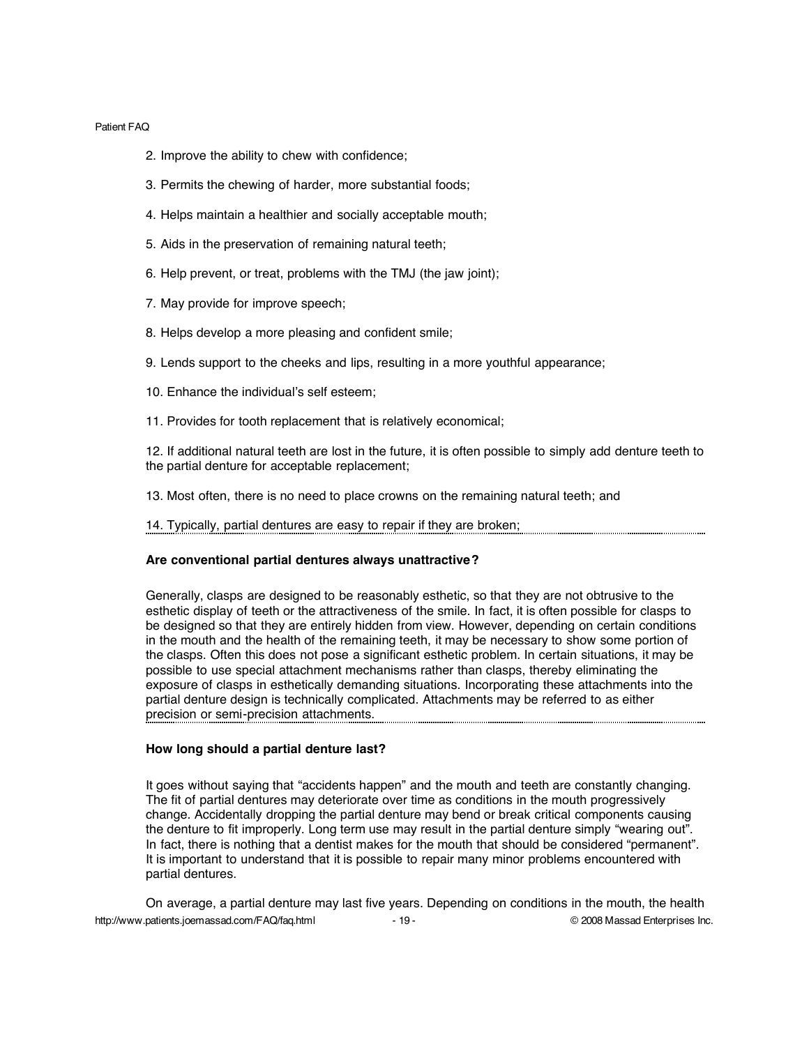2. Improve the ability to chew with confidence;

3. Permits the chewing of harder, more substantial foods;

4. Helps maintain a healthier and socially acceptable mouth;

5. Aids in the preservation of remaining natural teeth;

6. Help prevent, or treat, problems with the TMJ (the jaw joint);

7. May provide for improve speech;

8. Helps develop a more pleasing and confident smile;

9. Lends support to the cheeks and lips, resulting in a more youthful appearance;

10. Enhance the individual's self esteem;

11. Provides for tooth replacement that is relatively economical;

12. If additional natural teeth are lost in the future, it is often possible to simply add denture teeth to the partial denture for acceptable replacement;

13. Most often, there is no need to place crowns on the remaining natural teeth; and

14. Typically, partial dentures are easy to repair if they are broken;

**Are conventional partial dentures always unattractive?**

Generally, clasps are designed to be reasonably esthetic, so that they are not obtrusive to the esthetic display of teeth or the attractiveness of the smile. In fact, it is often possible for clasps to be designed so that they are entirely hidden from view. However, depending on certain conditions in the mouth and the health of the remaining teeth, it may be necessary to show some portion of the clasps. Often this does not pose a significant esthetic problem. In certain situations, it may be possible to use special attachment mechanisms rather than clasps, thereby eliminating the exposure of clasps in esthetically demanding situations. Incorporating these attachments into the partial denture design is technically complicated. Attachments may be referred to as either precision or semi-precision attachments.

**How long should a partial denture last?**

It goes without saying that "accidents happen" and the mouth and teeth are constantly changing. The fit of partial dentures may deteriorate over time as conditions in the mouth progressively change. Accidentally dropping the partial denture may bend or break critical components causing the denture to fit improperly. Long term use may result in the partial denture simply "wearing out". In fact, there is nothing that a dentist makes for the mouth that should be considered "permanent". It is important to understand that it is possible to repair many minor problems encountered with partial dentures.

On average, a partial denture may last five years. Depending on conditions in the mouth, the health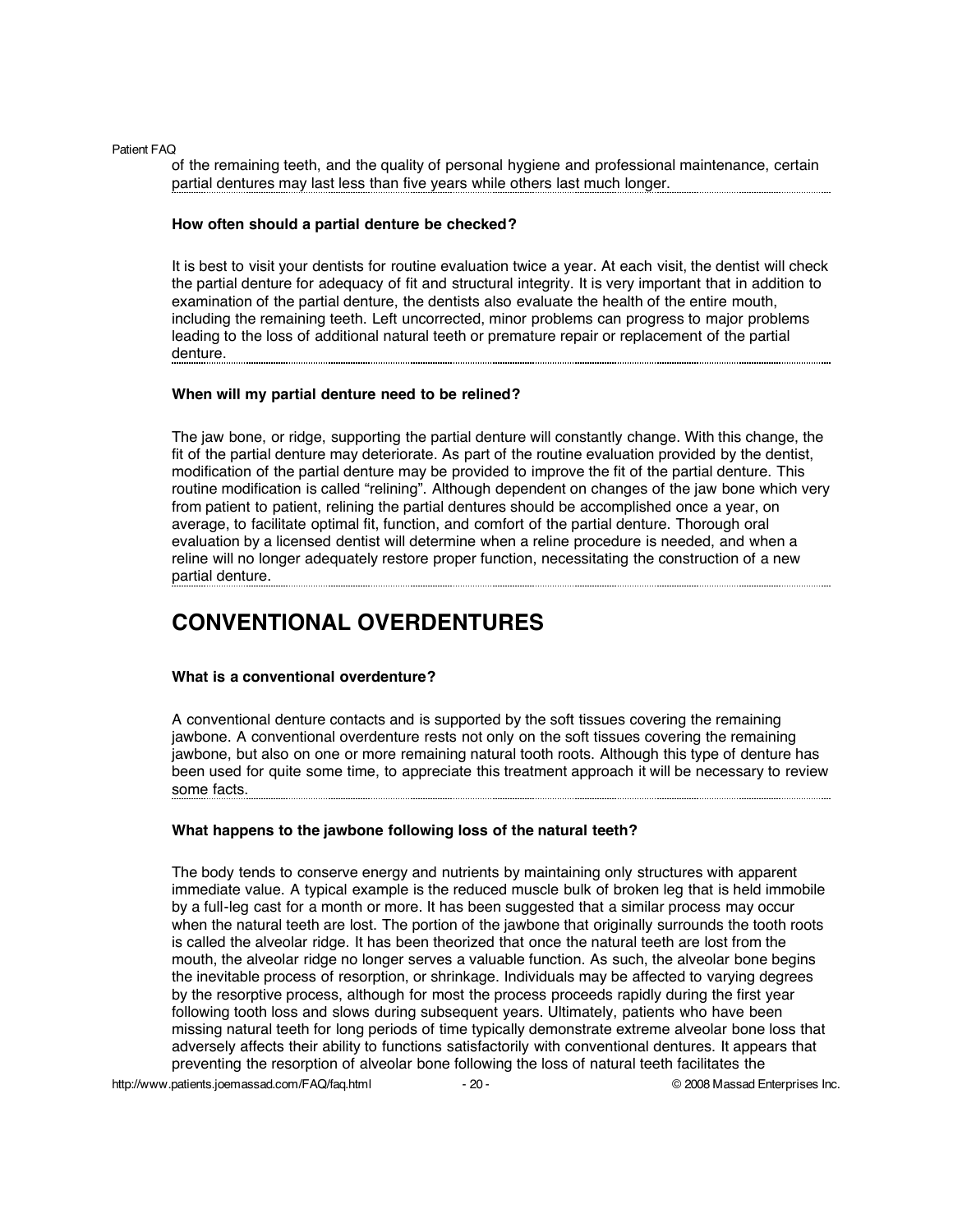of the remaining teeth, and the quality of personal hygiene and professional maintenance, certain partial dentures may last less than five years while others last much longer.

**How often should a partial denture be checked?**

It is best to visit your dentists for routine evaluation twice a year. At each visit, the dentist will check the partial denture for adequacy of fit and structural integrity. It is very important that in addition to examination of the partial denture, the dentists also evaluate the health of the entire mouth, including the remaining teeth. Left uncorrected, minor problems can progress to major problems leading to the loss of additional natural teeth or premature repair or replacement of the partial denture.

**When will my partial denture need to be relined?**

The jaw bone, or ridge, supporting the partial denture will constantly change. With this change, the fit of the partial denture may deteriorate. As part of the routine evaluation provided by the dentist, modification of the partial denture may be provided to improve the fit of the partial denture. This routine modification is called "relining". Although dependent on changes of the jaw bone which very from patient to patient, relining the partial dentures should be accomplished once a year, on average, to facilitate optimal fit, function, and comfort of the partial denture. Thorough oral evaluation by a licensed dentist will determine when a reline procedure is needed, and when a reline will no longer adequately restore proper function, necessitating the construction of a new partial denture.

# CONVENTIONAL OVERDENTURES

**What is a conventional overdenture?**

A conventional denture contacts and is supported by the soft tissues covering the remaining jawbone. A conventional overdenture rests not only on the soft tissues covering the remaining jawbone, but also on one or more remaining natural tooth roots. Although this type of denture has been used for quite some time, to appreciate this treatment approach it will be necessary to review some facts.

**What happens to the jawbone following loss of the natural teeth?**

The body tends to conserve energy and nutrients by maintaining only structures with apparent immediate value. A typical example is the reduced muscle bulk of broken leg that is held immobile by a full-leg cast for a month or more. It has been suggested that a similar process may occur when the natural teeth are lost. The portion of the jawbone that originally surrounds the tooth roots is called the alveolar ridge. It has been theorized that once the natural teeth are lost from the mouth, the alveolar ridge no longer serves a valuable function. As such, the alveolar bone begins the inevitable process of resorption, or shrinkage. Individuals may be affected to varying degrees by the resorptive process, although for most the process proceeds rapidly during the first year following tooth loss and slows during subsequent years. Ultimately, patients who have been missing natural teeth for long periods of time typically demonstrate extreme alveolar bone loss that adversely affects their ability to functions satisfactorily with conventional dentures. It appears that preventing the resorption of alveolar bone following the loss of natural teeth facilitates the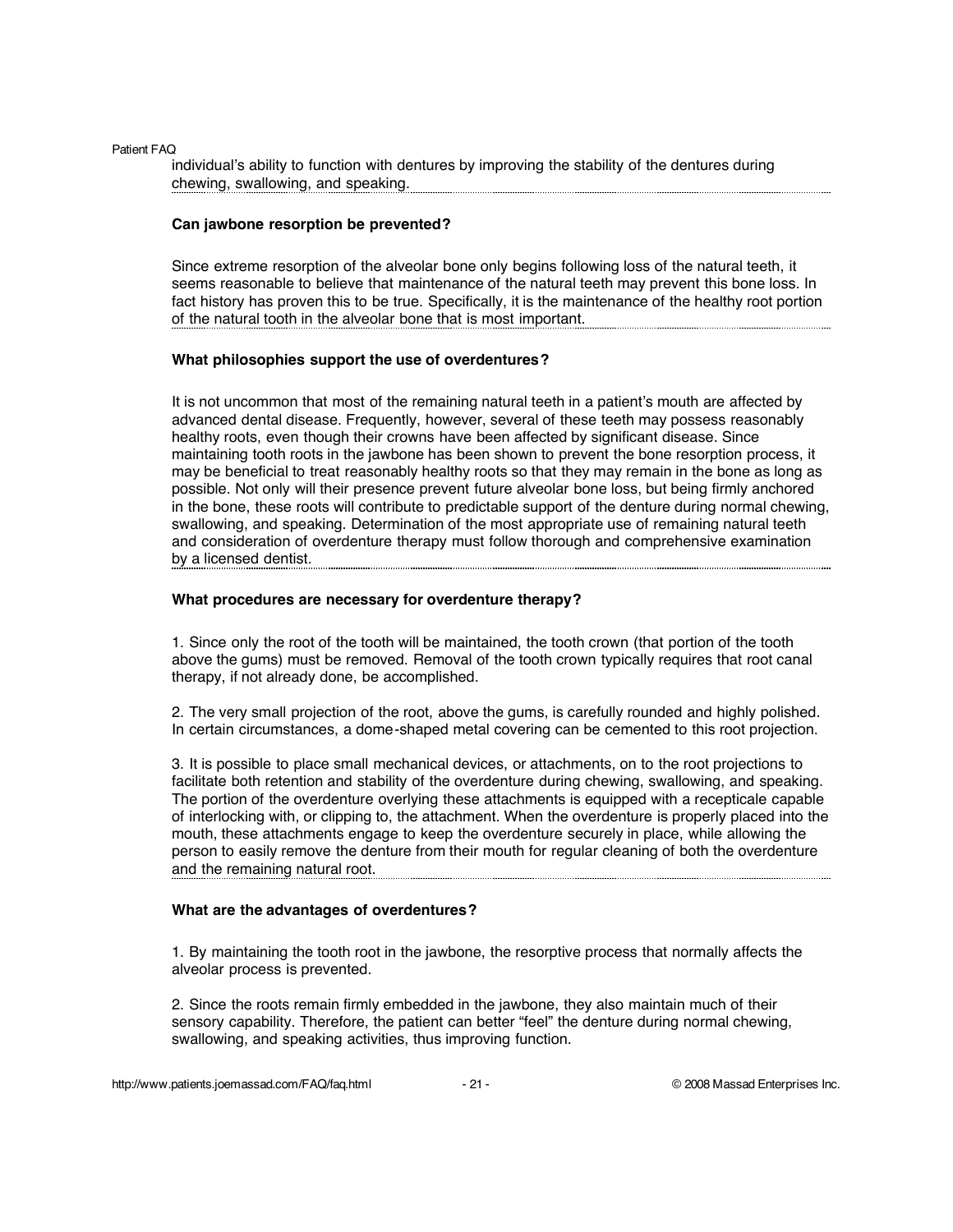individual's ability to function with dentures by improving the stability of the dentures during chewing, swallowing, and speaking.

### Can jawbone resorption be prevented?

Since extreme resorption of the alveolar bone only begins following loss of the natural teeth, it seems reasonable to believe that maintenance of the natural teeth may prevent this bone loss. In fact history has proven this to be true. Specifically, it is the maintenance of the healthy root portion of the natural tooth in the alveolar bone that is most important.

### What philosophies support the use of overdentures?

It is not uncommon that most of the remaining natural teeth in a patient's mouth are affected by advanced dental disease. Frequently, however, several of these teeth may possess reasonably healthy roots, even though their crowns have been affected by significant disease. Since maintaining tooth roots in the jawbone has been shown to prevent the bone resorption process, it may be beneficial to treat reasonably healthy roots so that they may remain in the bone as long as possible. Not only will their presence prevent future alveolar bone loss, but being firmly anchored in the bone, these roots will contribute to predictable support of the denture during normal chewing, swallowing, and speaking. Determination of the most appropriate use of remaining natural teeth and consideration of overdenture therapy must follow thorough and comprehensive examination by a licensed dentist.

### What procedures are necessary for overdenture therapy?

1. Since only the root of the tooth will be maintained, the tooth crown (that portion of the tooth above the gums) must be removed. Removal of the tooth crown typically requires that root canal therapy, if not already done, be accomplished.

2. The very small projection of the root, above the gums, is carefully rounded and highly polished. In certain circumstances, a dome-shaped metal covering can be cemented to this root projection.

3. It is possible to place small mechanical devices, or attachments, on to the root projections to facilitate both retention and stability of the overdenture during chewing, swallowing, and speaking. The portion of the overdenture overlying these attachments is equipped with a recepticale capable of interlocking with, or clipping to, the attachment. When the overdenture is properly placed into the mouth, these attachments engage to keep the overdenture securely in place, while allowing the person to easily remove the denture from their mouth for regular cleaning of both the overdenture and the remaining natural root.

### What are the advantages of overdentures?

1. By maintaining the tooth root in the jawbone, the resorptive process that normally affects the alveolar process is prevented.

2. Since the roots remain firmly embedded in the jawbone, they also maintain much of their sensory capability. Therefore, the patient can better "feel" the denture during normal chewing, swallowing, and speaking activities, thus improving function.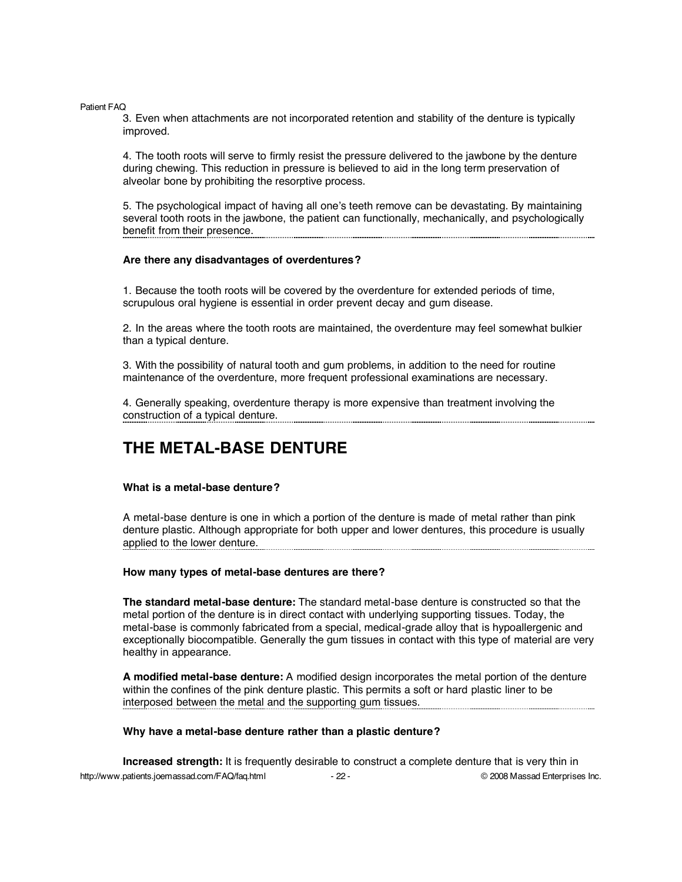3. Even when attachments are not incorporated retention and stability of the denture is typically improved.

4. The tooth roots will serve to firmly resist the pressure delivered to the jawbone by the denture during chewing. This reduction in pressure is believed to aid in the long term preservation of alveolar bone by prohibiting the resorptive process.

5. The psychological impact of having all one's teeth remove can be devastating. By maintaining several tooth roots in the jawbone, the patient can functionally, mechanically, and psychologically benefit from their presence.

**Are there any disadvantages of overdentures?**

1. Because the tooth roots will be covered by the overdenture for extended periods of time, scrupulous oral hygiene is essential in order prevent decay and gum disease.

2. In the areas where the tooth roots are maintained, the overdenture may feel somewhat bulkier than a typical denture.

3. With the possibility of natural tooth and gum problems, in addition to the need for routine maintenance of the overdenture, more frequent professional examinations are necessary.

4. Generally speaking, overdenture therapy is more expensive than treatment involving the construction of a typical denture.

# THE METAL-BASE DENTURE

**What is a metal-base denture?**

A metal-base denture is one in which a portion of the denture is made of metal rather than pink denture plastic. Although appropriate for both upper and lower dentures, this procedure is usually applied to the lower denture.

**How many types of metal-base dentures are there?**

**The standard metal-base denture:** The standard metal-base denture is constructed so that the metal portion of the denture is in direct contact with underlying supporting tissues. Today, the metal-base is commonly fabricated from a special, medical-grade alloy that is hypoallergenic and exceptionally biocompatible. Generally the gum tissues in contact with this type of material are very healthy in appearance.

**A modified metal-base denture:** A modified design incorporates the metal portion of the denture within the confines of the pink denture plastic. This permits a soft or hard plastic liner to be interposed between the metal and the supporting gum tissues.

**Why have a metal-base denture rather than a plastic denture?**

**Increased strength:** It is frequently desirable to construct a complete denture that is very thin in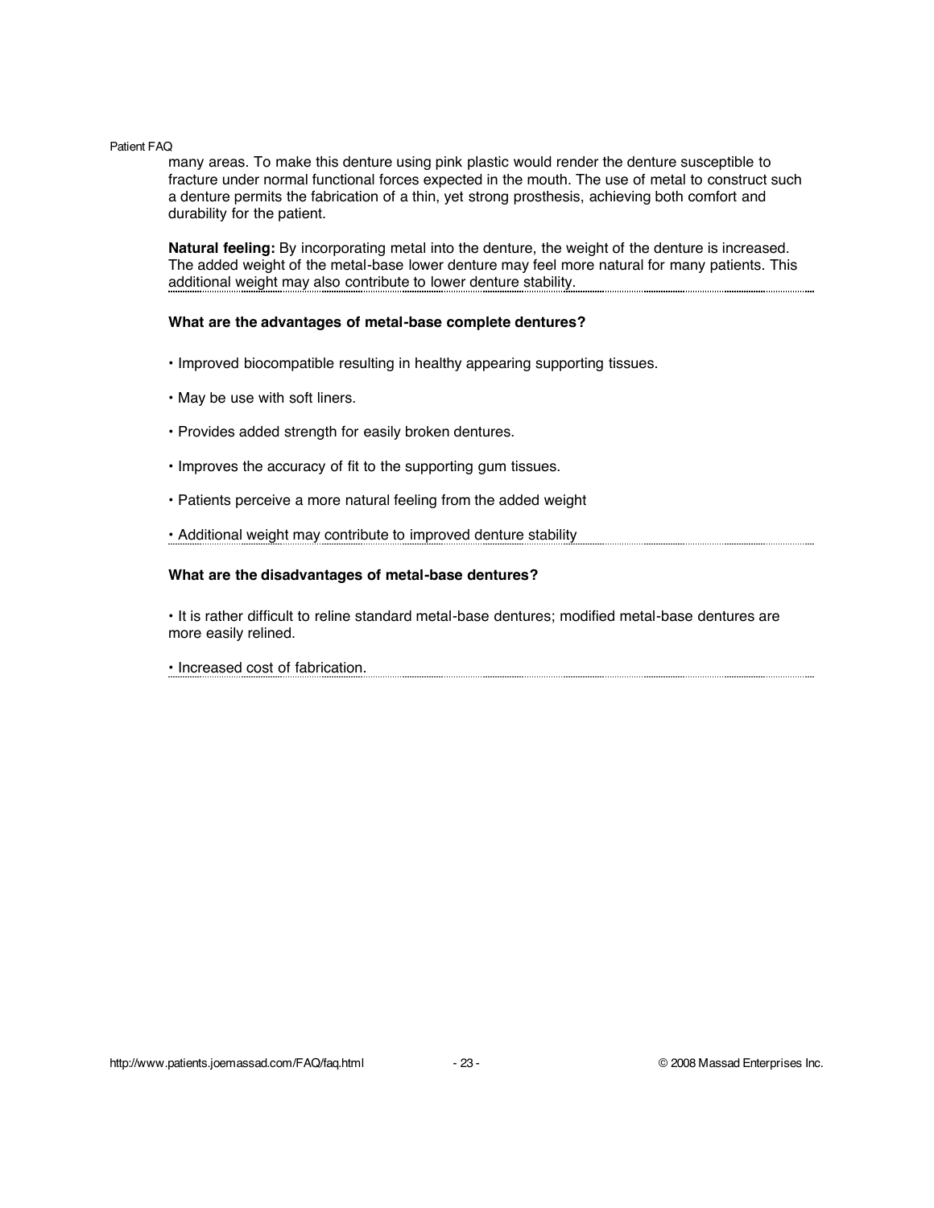many areas. To make this denture using pink plastic would render the denture susceptible to fracture under normal functional forces expected in the mouth. The use of metal to construct such a denture permits the fabrication of a thin, yet strong prosthesis, achieving both comfort and durability for the patient.

**Natural feeling:** By incorporating metal into the denture, the weight of the denture is increased. The added weight of the metal-base lower denture may feel more natural for many patients. This additional weight may also contribute to lower denture stability.

**What are the advantages of metal-base complete dentures?**

• Improved biocompatible resulting in healthy appearing supporting tissues.

• May be use with soft liners.

• Provides added strength for easily broken dentures.

• Improves the accuracy of fit to the supporting gum tissues.

• Patients perceive a more natural feeling from the added weight

• Additional weight may contribute to improved denture stability

**What are the disadvantages of metal-base dentures?**

• It is rather difficult to reline standard metal-base dentures; modified metal-base dentures are more easily relined.

• Increased cost of fabrication.